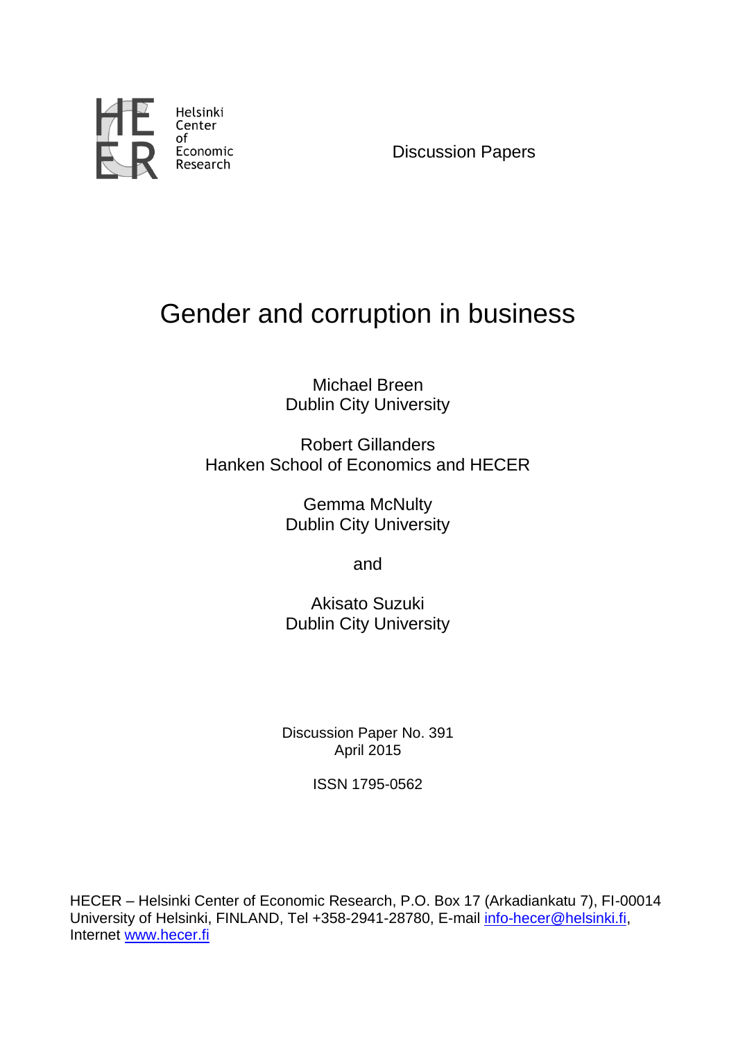Helsinki Center of Economic Research

Discussion Papers

# Gender and corruption in business

Michael Breen
Dublin City University

Robert Gillanders
Hanken School of Economics and HECER

Gemma McNulty
Dublin City University

and

Akisato Suzuki
Dublin City University

Discussion Paper No. 391
April 2015

ISSN 1795-0562

HECER – Helsinki Center of Economic Research, P.O. Box 17 (Arkadiankatu 7), FI-00014 University of Helsinki, FINLAND, Tel +358-2941-28780, E-mail info-hecer@helsinki.fi, Internet www.hecer.fi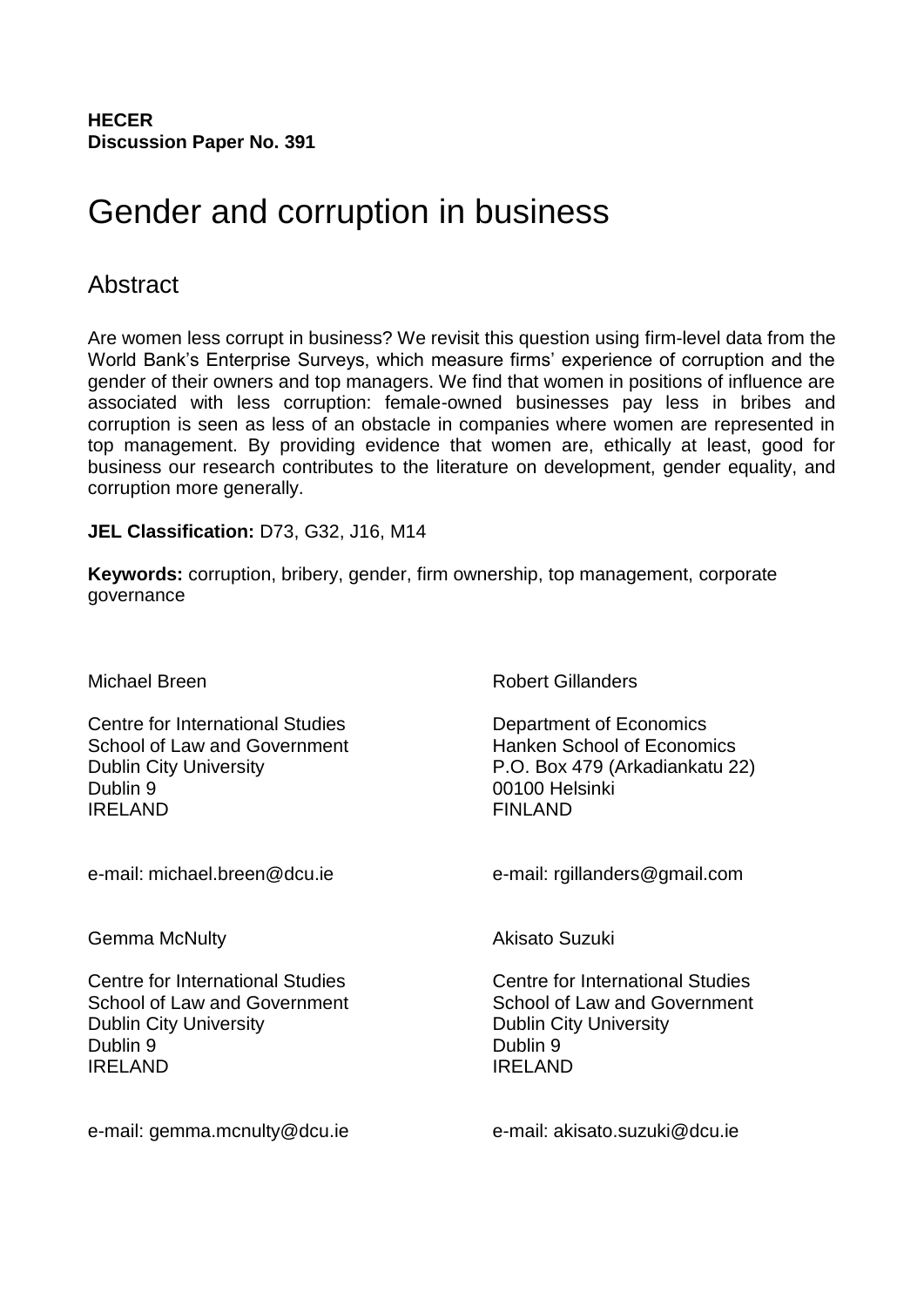**HECER**
**Discussion Paper No. 391**

# Gender and corruption in business

## Abstract

Are women less corrupt in business? We revisit this question using firm-level data from the World Bank's Enterprise Surveys, which measure firms' experience of corruption and the gender of their owners and top managers. We find that women in positions of influence are associated with less corruption: female-owned businesses pay less in bribes and corruption is seen as less of an obstacle in companies where women are represented in top management. By providing evidence that women are, ethically at least, good for business our research contributes to the literature on development, gender equality, and corruption more generally.

**JEL Classification:** D73, G32, J16, M14

**Keywords:** corruption, bribery, gender, firm ownership, top management, corporate governance

Michael Breen

Centre for International Studies
School of Law and Government
Dublin City University
Dublin 9
IRELAND

e-mail: michael.breen@dcu.ie

Robert Gillanders

Department of Economics
Hanken School of Economics
P.O. Box 479 (Arkadiankatu 22)
00100 Helsinki
FINLAND

e-mail: rgillanders@gmail.com

Gemma McNulty

Centre for International Studies
School of Law and Government
Dublin City University
Dublin 9
IRELAND

e-mail: gemma.mcnulty@dcu.ie

Akisato Suzuki

Centre for International Studies
School of Law and Government
Dublin City University
Dublin 9
IRELAND

e-mail: akisato.suzuki@dcu.ie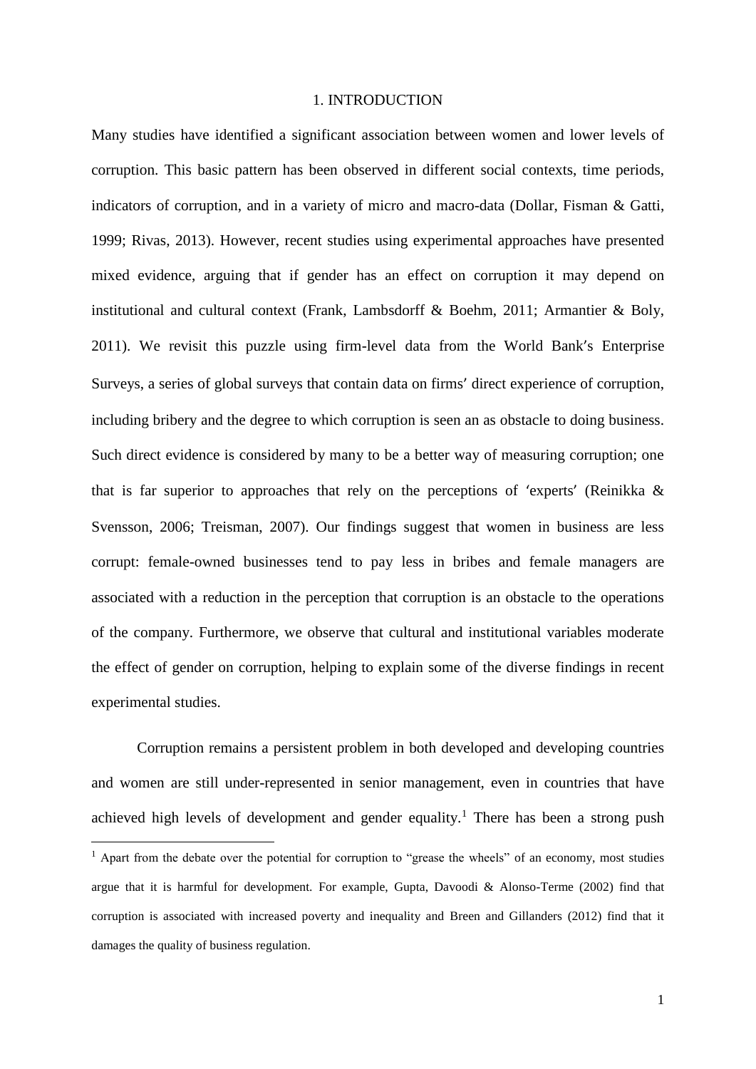# 1. INTRODUCTION

Many studies have identified a significant association between women and lower levels of corruption. This basic pattern has been observed in different social contexts, time periods, indicators of corruption, and in a variety of micro and macro-data (Dollar, Fisman & Gatti, 1999; Rivas, 2013). However, recent studies using experimental approaches have presented mixed evidence, arguing that if gender has an effect on corruption it may depend on institutional and cultural context (Frank, Lambsdorff & Boehm, 2011; Armantier & Boly, 2011). We revisit this puzzle using firm-level data from the World Bank's Enterprise Surveys, a series of global surveys that contain data on firms' direct experience of corruption, including bribery and the degree to which corruption is seen an as obstacle to doing business. Such direct evidence is considered by many to be a better way of measuring corruption; one that is far superior to approaches that rely on the perceptions of 'experts' (Reinikka & Svensson, 2006; Treisman, 2007). Our findings suggest that women in business are less corrupt: female-owned businesses tend to pay less in bribes and female managers are associated with a reduction in the perception that corruption is an obstacle to the operations of the company. Furthermore, we observe that cultural and institutional variables moderate the effect of gender on corruption, helping to explain some of the diverse findings in recent experimental studies.

Corruption remains a persistent problem in both developed and developing countries and women are still under-represented in senior management, even in countries that have achieved high levels of development and gender equality.[1] There has been a strong push

[1] Apart from the debate over the potential for corruption to "grease the wheels" of an economy, most studies argue that it is harmful for development. For example, Gupta, Davoodi & Alonso-Terme (2002) find that corruption is associated with increased poverty and inequality and Breen and Gillanders (2012) find that it damages the quality of business regulation.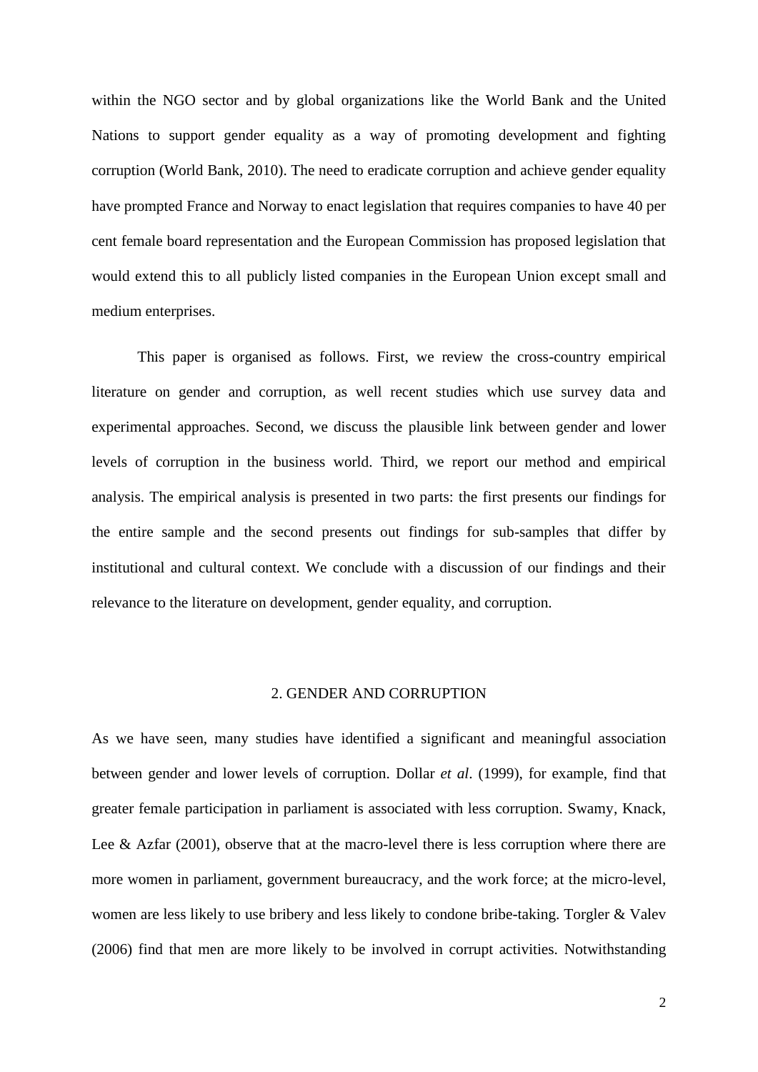within the NGO sector and by global organizations like the World Bank and the United Nations to support gender equality as a way of promoting development and fighting corruption (World Bank, 2010). The need to eradicate corruption and achieve gender equality have prompted France and Norway to enact legislation that requires companies to have 40 per cent female board representation and the European Commission has proposed legislation that would extend this to all publicly listed companies in the European Union except small and medium enterprises.

This paper is organised as follows. First, we review the cross-country empirical literature on gender and corruption, as well recent studies which use survey data and experimental approaches. Second, we discuss the plausible link between gender and lower levels of corruption in the business world. Third, we report our method and empirical analysis. The empirical analysis is presented in two parts: the first presents our findings for the entire sample and the second presents out findings for sub-samples that differ by institutional and cultural context. We conclude with a discussion of our findings and their relevance to the literature on development, gender equality, and corruption.

## 2. GENDER AND CORRUPTION

As we have seen, many studies have identified a significant and meaningful association between gender and lower levels of corruption. Dollar *et al*. (1999), for example, find that greater female participation in parliament is associated with less corruption. Swamy, Knack, Lee & Azfar (2001), observe that at the macro-level there is less corruption where there are more women in parliament, government bureaucracy, and the work force; at the micro-level, women are less likely to use bribery and less likely to condone bribe-taking. Torgler & Valev (2006) find that men are more likely to be involved in corrupt activities. Notwithstanding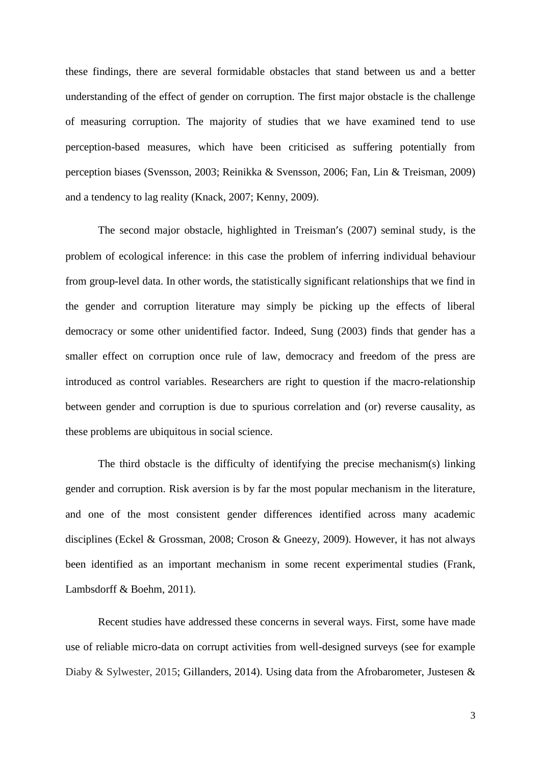these findings, there are several formidable obstacles that stand between us and a better understanding of the effect of gender on corruption. The first major obstacle is the challenge of measuring corruption. The majority of studies that we have examined tend to use perception-based measures, which have been criticised as suffering potentially from perception biases (Svensson, 2003; Reinikka & Svensson, 2006; Fan, Lin & Treisman, 2009) and a tendency to lag reality (Knack, 2007; Kenny, 2009).

The second major obstacle, highlighted in Treisman′s (2007) seminal study, is the problem of ecological inference: in this case the problem of inferring individual behaviour from group-level data. In other words, the statistically significant relationships that we find in the gender and corruption literature may simply be picking up the effects of liberal democracy or some other unidentified factor. Indeed, Sung (2003) finds that gender has a smaller effect on corruption once rule of law, democracy and freedom of the press are introduced as control variables. Researchers are right to question if the macro-relationship between gender and corruption is due to spurious correlation and (or) reverse causality, as these problems are ubiquitous in social science.

The third obstacle is the difficulty of identifying the precise mechanism(s) linking gender and corruption. Risk aversion is by far the most popular mechanism in the literature, and one of the most consistent gender differences identified across many academic disciplines (Eckel & Grossman, 2008; Croson & Gneezy, 2009). However, it has not always been identified as an important mechanism in some recent experimental studies (Frank, Lambsdorff & Boehm, 2011).

Recent studies have addressed these concerns in several ways. First, some have made use of reliable micro-data on corrupt activities from well-designed surveys (see for example Diaby & Sylwester, 2015; Gillanders, 2014). Using data from the Afrobarometer, Justesen &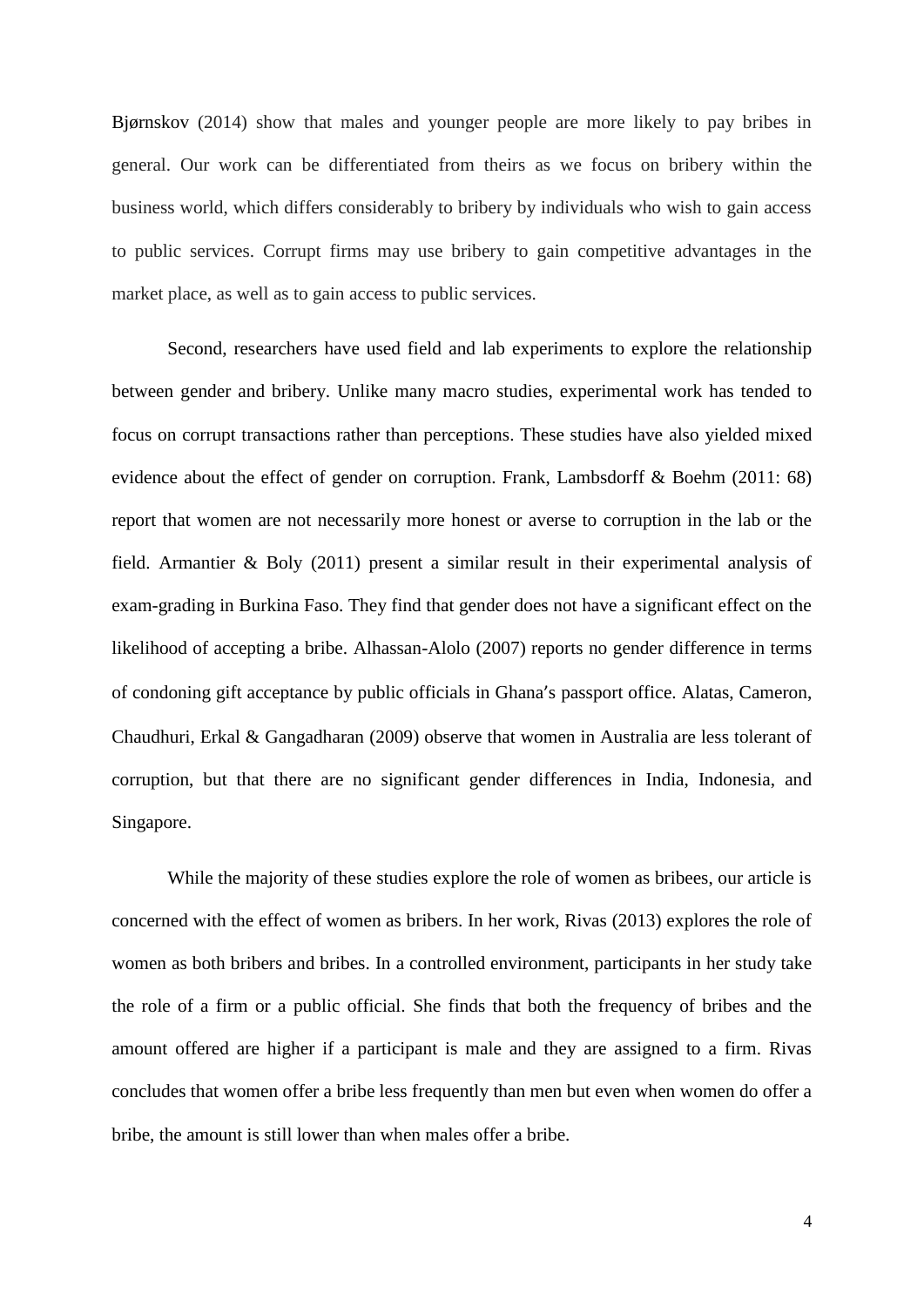Bjørnskov (2014) show that males and younger people are more likely to pay bribes in general. Our work can be differentiated from theirs as we focus on bribery within the business world, which differs considerably to bribery by individuals who wish to gain access to public services. Corrupt firms may use bribery to gain competitive advantages in the market place, as well as to gain access to public services.

Second, researchers have used field and lab experiments to explore the relationship between gender and bribery. Unlike many macro studies, experimental work has tended to focus on corrupt transactions rather than perceptions. These studies have also yielded mixed evidence about the effect of gender on corruption. Frank, Lambsdorff & Boehm (2011: 68) report that women are not necessarily more honest or averse to corruption in the lab or the field. Armantier & Boly (2011) present a similar result in their experimental analysis of exam-grading in Burkina Faso. They find that gender does not have a significant effect on the likelihood of accepting a bribe. Alhassan-Alolo (2007) reports no gender difference in terms of condoning gift acceptance by public officials in Ghana′s passport office. Alatas, Cameron, Chaudhuri, Erkal & Gangadharan (2009) observe that women in Australia are less tolerant of corruption, but that there are no significant gender differences in India, Indonesia, and Singapore.

While the majority of these studies explore the role of women as bribees, our article is concerned with the effect of women as bribers. In her work, Rivas (2013) explores the role of women as both bribers and bribes. In a controlled environment, participants in her study take the role of a firm or a public official. She finds that both the frequency of bribes and the amount offered are higher if a participant is male and they are assigned to a firm. Rivas concludes that women offer a bribe less frequently than men but even when women do offer a bribe, the amount is still lower than when males offer a bribe.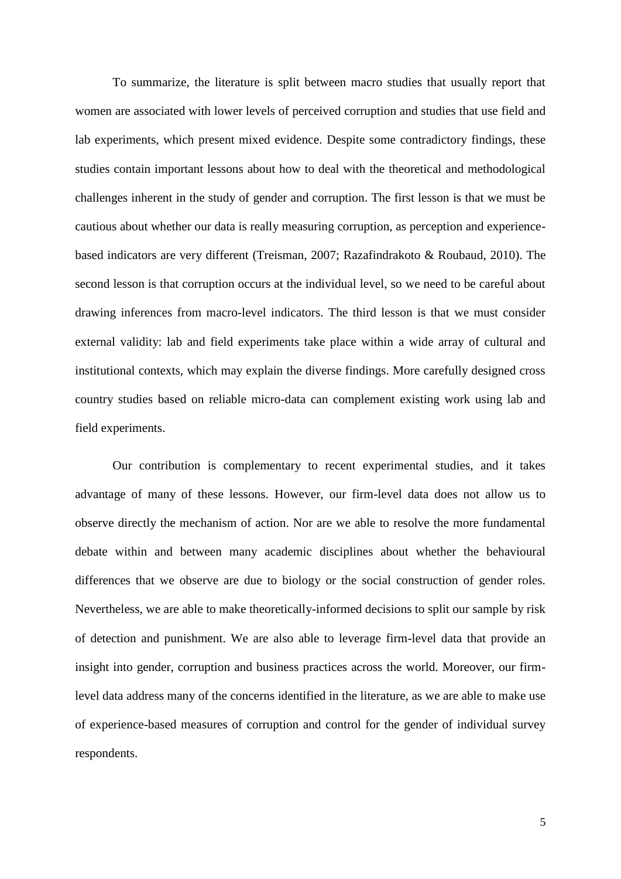To summarize, the literature is split between macro studies that usually report that women are associated with lower levels of perceived corruption and studies that use field and lab experiments, which present mixed evidence. Despite some contradictory findings, these studies contain important lessons about how to deal with the theoretical and methodological challenges inherent in the study of gender and corruption. The first lesson is that we must be cautious about whether our data is really measuring corruption, as perception and experience-based indicators are very different (Treisman, 2007; Razafindrakoto & Roubaud, 2010). The second lesson is that corruption occurs at the individual level, so we need to be careful about drawing inferences from macro-level indicators. The third lesson is that we must consider external validity: lab and field experiments take place within a wide array of cultural and institutional contexts, which may explain the diverse findings. More carefully designed cross country studies based on reliable micro-data can complement existing work using lab and field experiments.

Our contribution is complementary to recent experimental studies, and it takes advantage of many of these lessons. However, our firm-level data does not allow us to observe directly the mechanism of action. Nor are we able to resolve the more fundamental debate within and between many academic disciplines about whether the behavioural differences that we observe are due to biology or the social construction of gender roles. Nevertheless, we are able to make theoretically-informed decisions to split our sample by risk of detection and punishment. We are also able to leverage firm-level data that provide an insight into gender, corruption and business practices across the world. Moreover, our firm-level data address many of the concerns identified in the literature, as we are able to make use of experience-based measures of corruption and control for the gender of individual survey respondents.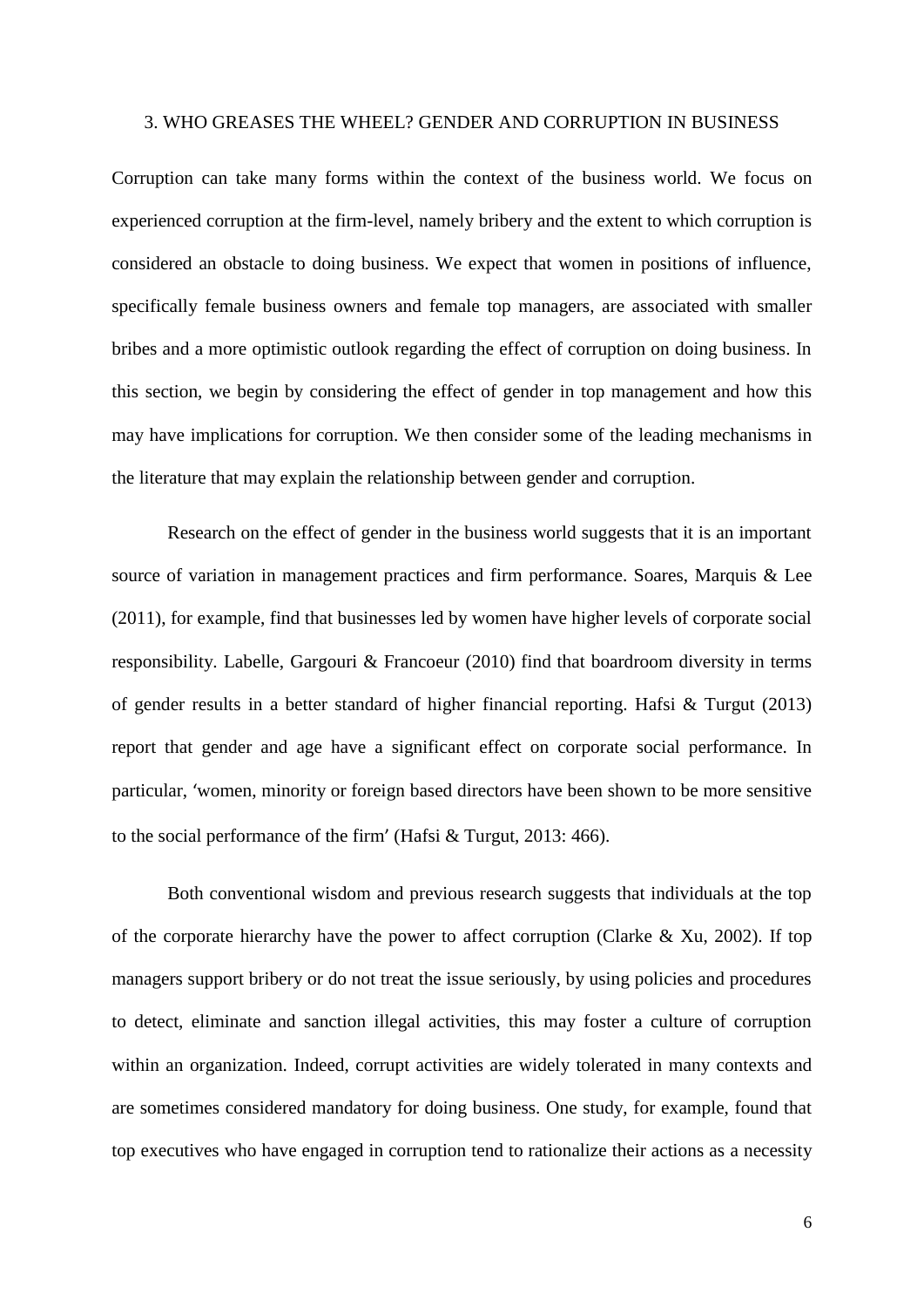## 3. WHO GREASES THE WHEEL? GENDER AND CORRUPTION IN BUSINESS

Corruption can take many forms within the context of the business world. We focus on experienced corruption at the firm-level, namely bribery and the extent to which corruption is considered an obstacle to doing business. We expect that women in positions of influence, specifically female business owners and female top managers, are associated with smaller bribes and a more optimistic outlook regarding the effect of corruption on doing business. In this section, we begin by considering the effect of gender in top management and how this may have implications for corruption. We then consider some of the leading mechanisms in the literature that may explain the relationship between gender and corruption.

Research on the effect of gender in the business world suggests that it is an important source of variation in management practices and firm performance. Soares, Marquis & Lee (2011), for example, find that businesses led by women have higher levels of corporate social responsibility. Labelle, Gargouri & Francoeur (2010) find that boardroom diversity in terms of gender results in a better standard of higher financial reporting. Hafsi & Turgut (2013) report that gender and age have a significant effect on corporate social performance. In particular, 'women, minority or foreign based directors have been shown to be more sensitive to the social performance of the firm' (Hafsi & Turgut, 2013: 466).

Both conventional wisdom and previous research suggests that individuals at the top of the corporate hierarchy have the power to affect corruption (Clarke & Xu, 2002). If top managers support bribery or do not treat the issue seriously, by using policies and procedures to detect, eliminate and sanction illegal activities, this may foster a culture of corruption within an organization. Indeed, corrupt activities are widely tolerated in many contexts and are sometimes considered mandatory for doing business. One study, for example, found that top executives who have engaged in corruption tend to rationalize their actions as a necessity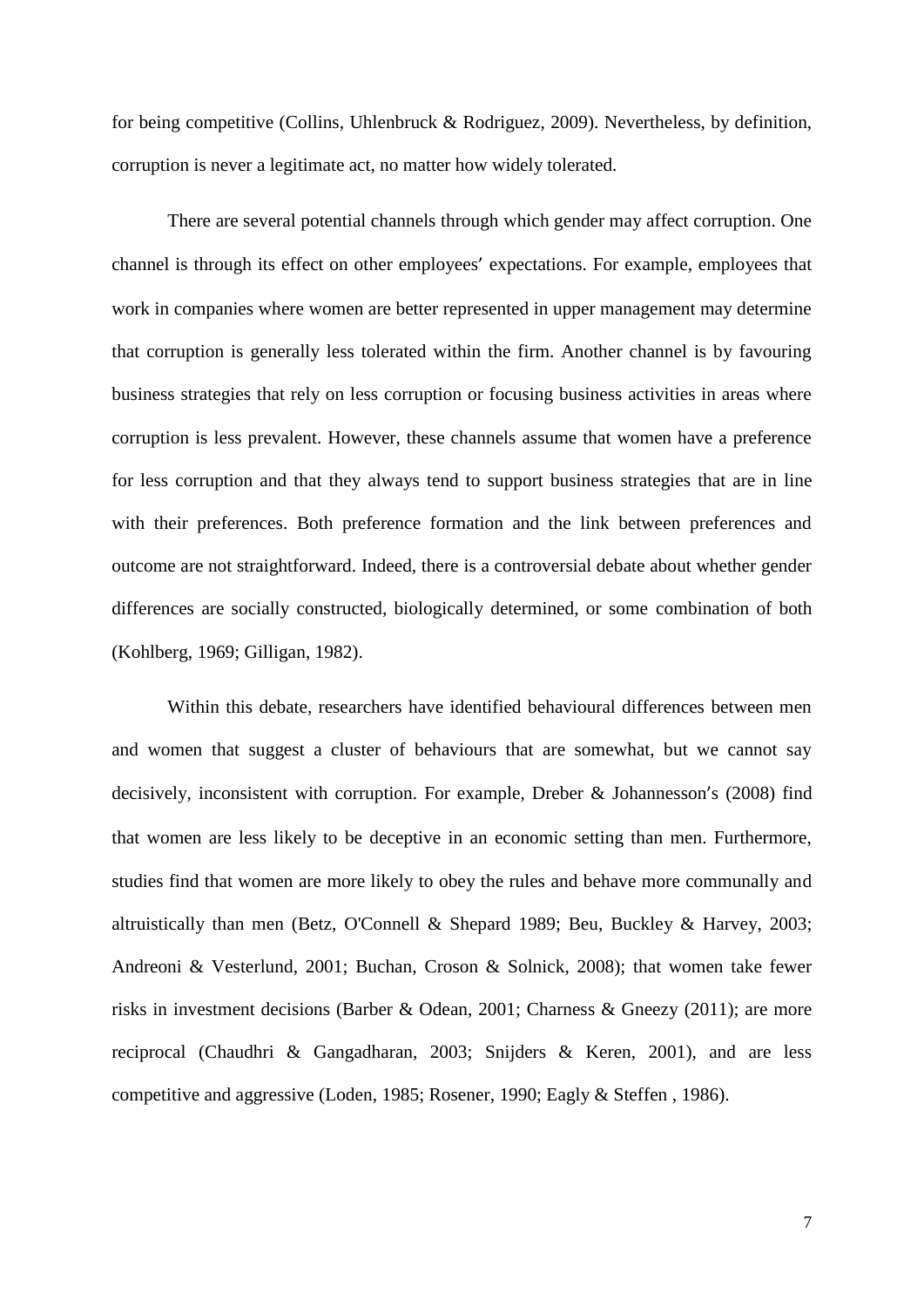for being competitive (Collins, Uhlenbruck & Rodriguez, 2009). Nevertheless, by definition, corruption is never a legitimate act, no matter how widely tolerated.

There are several potential channels through which gender may affect corruption. One channel is through its effect on other employees′ expectations. For example, employees that work in companies where women are better represented in upper management may determine that corruption is generally less tolerated within the firm. Another channel is by favouring business strategies that rely on less corruption or focusing business activities in areas where corruption is less prevalent. However, these channels assume that women have a preference for less corruption and that they always tend to support business strategies that are in line with their preferences. Both preference formation and the link between preferences and outcome are not straightforward. Indeed, there is a controversial debate about whether gender differences are socially constructed, biologically determined, or some combination of both (Kohlberg, 1969; Gilligan, 1982).

Within this debate, researchers have identified behavioural differences between men and women that suggest a cluster of behaviours that are somewhat, but we cannot say decisively, inconsistent with corruption. For example, Dreber & Johannesson′s (2008) find that women are less likely to be deceptive in an economic setting than men. Furthermore, studies find that women are more likely to obey the rules and behave more communally and altruistically than men (Betz, O'Connell & Shepard 1989; Beu, Buckley & Harvey, 2003; Andreoni & Vesterlund, 2001; Buchan, Croson & Solnick, 2008); that women take fewer risks in investment decisions (Barber & Odean, 2001; Charness & Gneezy (2011); are more reciprocal (Chaudhri & Gangadharan, 2003; Snijders & Keren, 2001), and are less competitive and aggressive (Loden, 1985; Rosener, 1990; Eagly & Steffen , 1986).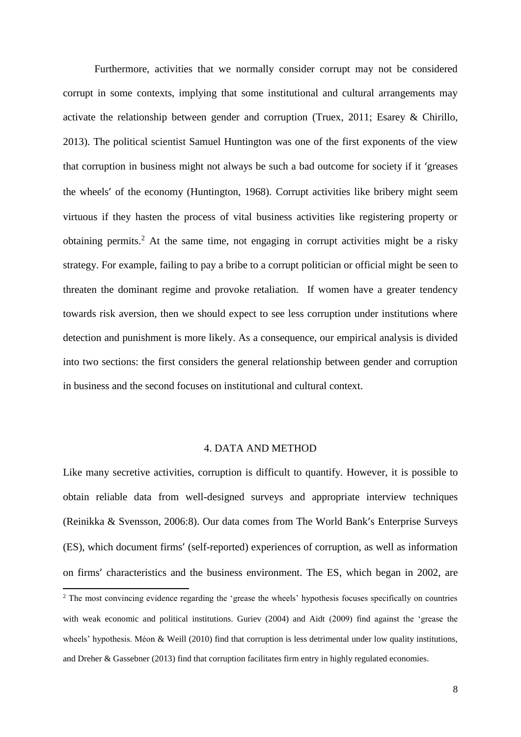Furthermore, activities that we normally consider corrupt may not be considered corrupt in some contexts, implying that some institutional and cultural arrangements may activate the relationship between gender and corruption (Truex, 2011; Esarey & Chirillo, 2013). The political scientist Samuel Huntington was one of the first exponents of the view that corruption in business might not always be such a bad outcome for society if it ′greases the wheels′ of the economy (Huntington, 1968). Corrupt activities like bribery might seem virtuous if they hasten the process of vital business activities like registering property or obtaining permits.[2] At the same time, not engaging in corrupt activities might be a risky strategy. For example, failing to pay a bribe to a corrupt politician or official might be seen to threaten the dominant regime and provoke retaliation. If women have a greater tendency towards risk aversion, then we should expect to see less corruption under institutions where detection and punishment is more likely. As a consequence, our empirical analysis is divided into two sections: the first considers the general relationship between gender and corruption in business and the second focuses on institutional and cultural context.

## 4. DATA AND METHOD

Like many secretive activities, corruption is difficult to quantify. However, it is possible to obtain reliable data from well-designed surveys and appropriate interview techniques (Reinikka & Svensson, 2006:8). Our data comes from The World Bank′s Enterprise Surveys (ES), which document firms′ (self-reported) experiences of corruption, as well as information on firms′ characteristics and the business environment. The ES, which began in 2002, are

[2] The most convincing evidence regarding the 'grease the wheels' hypothesis focuses specifically on countries with weak economic and political institutions. Guriev (2004) and Aidt (2009) find against the 'grease the wheels' hypothesis. Méon & Weill (2010) find that corruption is less detrimental under low quality institutions, and Dreher & Gassebner (2013) find that corruption facilitates firm entry in highly regulated economies.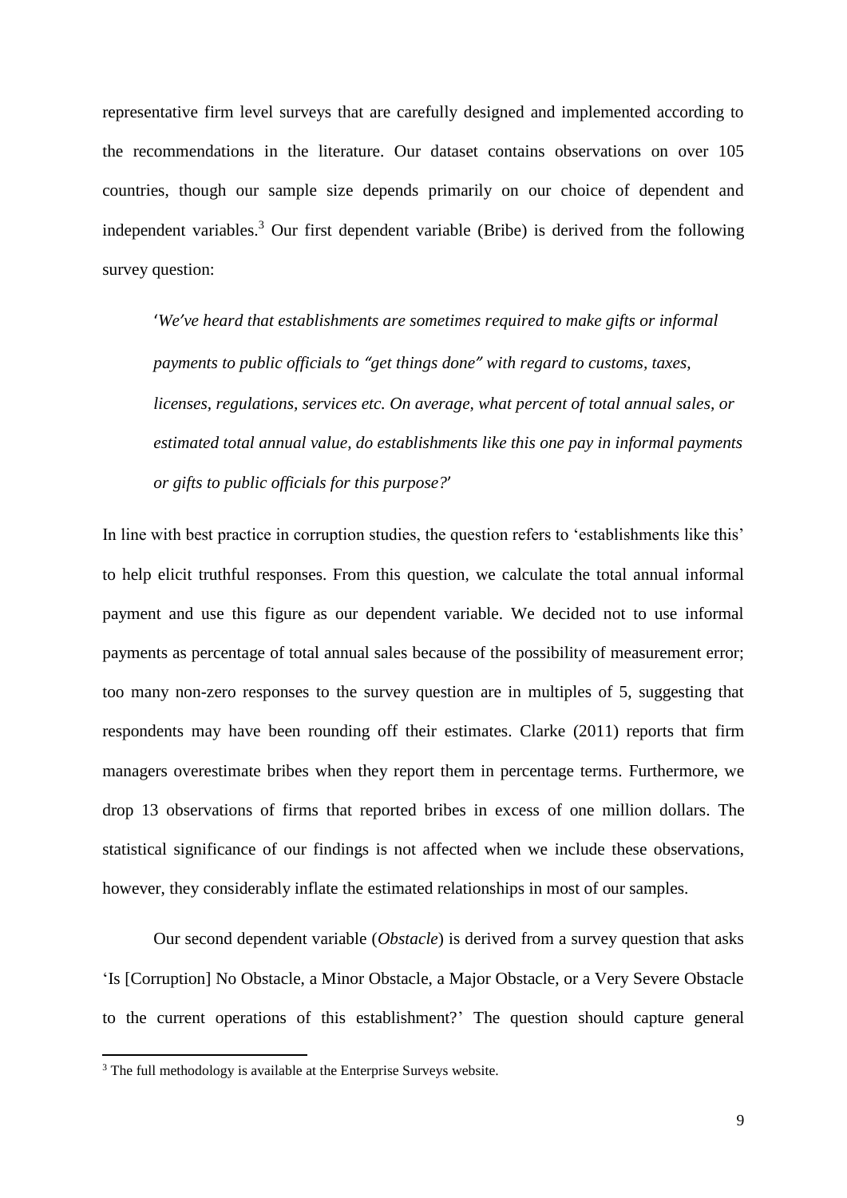representative firm level surveys that are carefully designed and implemented according to the recommendations in the literature. Our dataset contains observations on over 105 countries, though our sample size depends primarily on our choice of dependent and independent variables.[3] Our first dependent variable (Bribe) is derived from the following survey question:

> '*We've heard that establishments are sometimes required to make gifts or informal payments to public officials to "get things done" with regard to customs, taxes, licenses, regulations, services etc. On average, what percent of total annual sales, or estimated total annual value, do establishments like this one pay in informal payments or gifts to public officials for this purpose?*'

In line with best practice in corruption studies, the question refers to 'establishments like this' to help elicit truthful responses. From this question, we calculate the total annual informal payment and use this figure as our dependent variable. We decided not to use informal payments as percentage of total annual sales because of the possibility of measurement error; too many non-zero responses to the survey question are in multiples of 5, suggesting that respondents may have been rounding off their estimates. Clarke (2011) reports that firm managers overestimate bribes when they report them in percentage terms. Furthermore, we drop 13 observations of firms that reported bribes in excess of one million dollars. The statistical significance of our findings is not affected when we include these observations, however, they considerably inflate the estimated relationships in most of our samples.

Our second dependent variable (*Obstacle*) is derived from a survey question that asks 'Is [Corruption] No Obstacle, a Minor Obstacle, a Major Obstacle, or a Very Severe Obstacle to the current operations of this establishment?' The question should capture general

[3] The full methodology is available at the Enterprise Surveys website.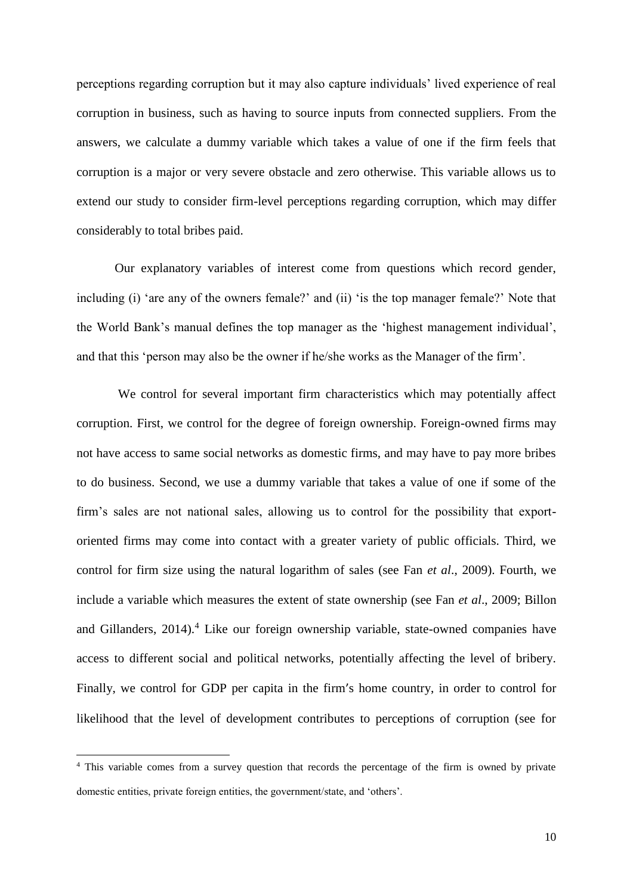perceptions regarding corruption but it may also capture individuals' lived experience of real corruption in business, such as having to source inputs from connected suppliers. From the answers, we calculate a dummy variable which takes a value of one if the firm feels that corruption is a major or very severe obstacle and zero otherwise. This variable allows us to extend our study to consider firm-level perceptions regarding corruption, which may differ considerably to total bribes paid.

Our explanatory variables of interest come from questions which record gender, including (i) 'are any of the owners female?' and (ii) 'is the top manager female?' Note that the World Bank's manual defines the top manager as the 'highest management individual', and that this 'person may also be the owner if he/she works as the Manager of the firm'.

We control for several important firm characteristics which may potentially affect corruption. First, we control for the degree of foreign ownership. Foreign-owned firms may not have access to same social networks as domestic firms, and may have to pay more bribes to do business. Second, we use a dummy variable that takes a value of one if some of the firm's sales are not national sales, allowing us to control for the possibility that export-oriented firms may come into contact with a greater variety of public officials. Third, we control for firm size using the natural logarithm of sales (see Fan *et al*., 2009). Fourth, we include a variable which measures the extent of state ownership (see Fan *et al*., 2009; Billon and Gillanders, 2014).[4] Like our foreign ownership variable, state-owned companies have access to different social and political networks, potentially affecting the level of bribery. Finally, we control for GDP per capita in the firm′s home country, in order to control for likelihood that the level of development contributes to perceptions of corruption (see for

[4] This variable comes from a survey question that records the percentage of the firm is owned by private domestic entities, private foreign entities, the government/state, and 'others'.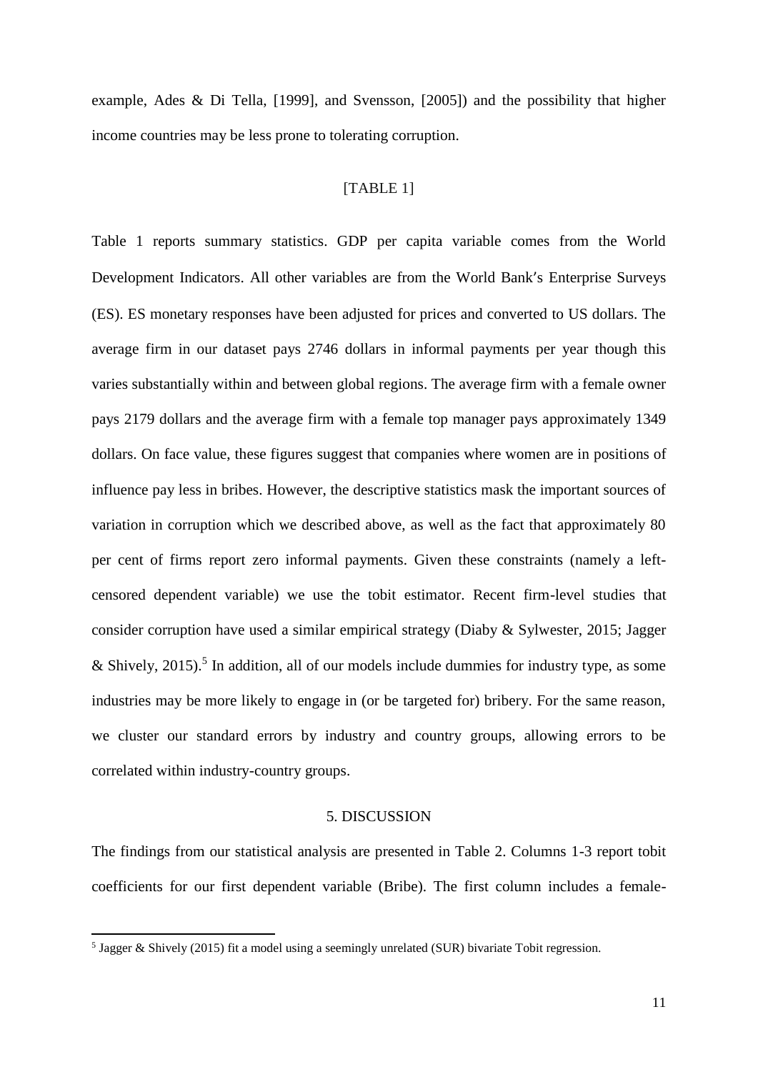example, Ades & Di Tella, [1999], and Svensson, [2005]) and the possibility that higher income countries may be less prone to tolerating corruption.

[TABLE 1]

Table 1 reports summary statistics. GDP per capita variable comes from the World Development Indicators. All other variables are from the World Bank's Enterprise Surveys (ES). ES monetary responses have been adjusted for prices and converted to US dollars. The average firm in our dataset pays 2746 dollars in informal payments per year though this varies substantially within and between global regions. The average firm with a female owner pays 2179 dollars and the average firm with a female top manager pays approximately 1349 dollars. On face value, these figures suggest that companies where women are in positions of influence pay less in bribes. However, the descriptive statistics mask the important sources of variation in corruption which we described above, as well as the fact that approximately 80 per cent of firms report zero informal payments. Given these constraints (namely a left-censored dependent variable) we use the tobit estimator. Recent firm-level studies that consider corruption have used a similar empirical strategy (Diaby & Sylwester, 2015; Jagger & Shively, 2015).[5] In addition, all of our models include dummies for industry type, as some industries may be more likely to engage in (or be targeted for) bribery. For the same reason, we cluster our standard errors by industry and country groups, allowing errors to be correlated within industry-country groups.

## 5. DISCUSSION

The findings from our statistical analysis are presented in Table 2. Columns 1-3 report tobit coefficients for our first dependent variable (Bribe). The first column includes a female-

[5] Jagger & Shively (2015) fit a model using a seemingly unrelated (SUR) bivariate Tobit regression.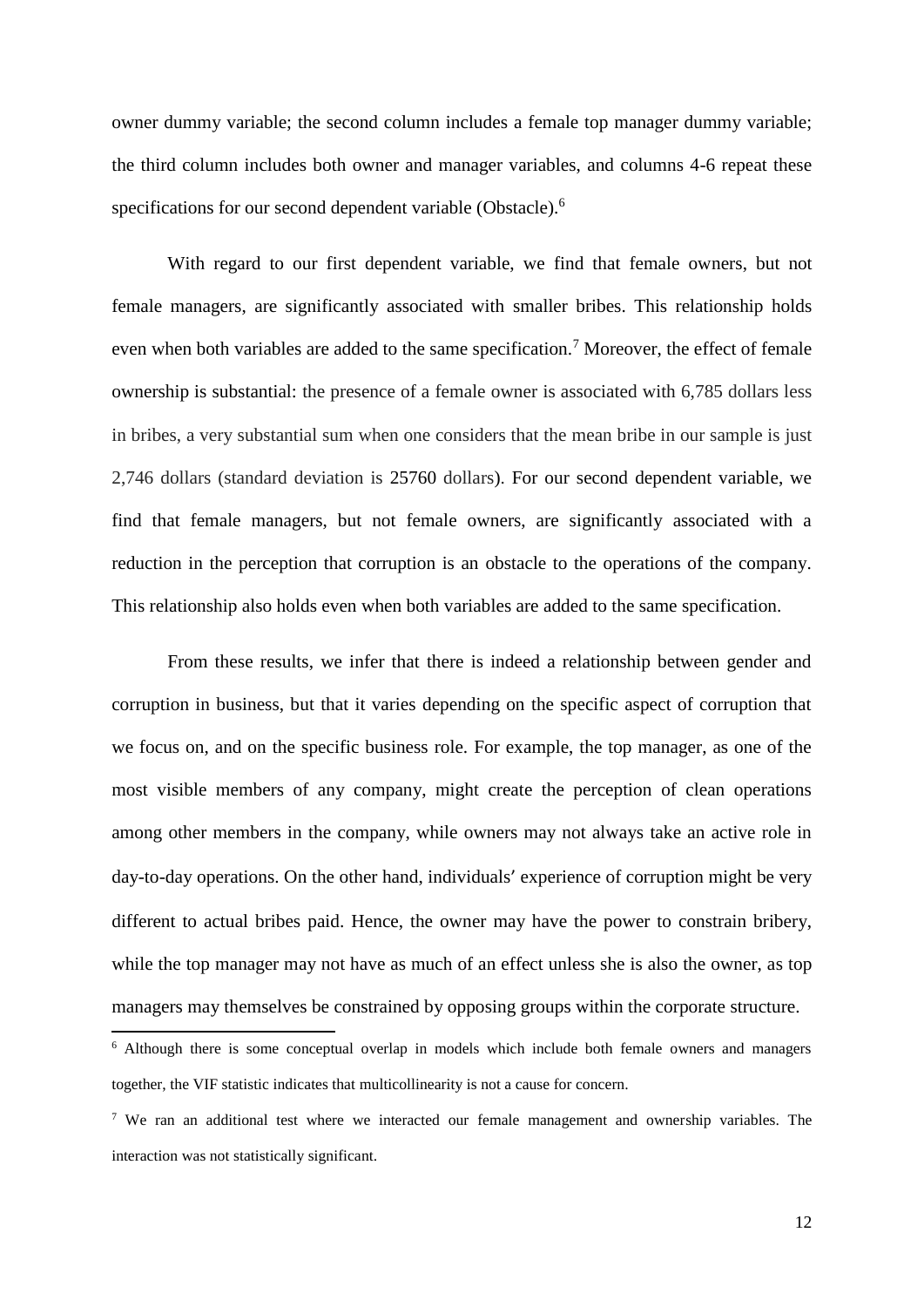owner dummy variable; the second column includes a female top manager dummy variable; the third column includes both owner and manager variables, and columns 4-6 repeat these specifications for our second dependent variable (Obstacle).[6]

With regard to our first dependent variable, we find that female owners, but not female managers, are significantly associated with smaller bribes. This relationship holds even when both variables are added to the same specification.[7] Moreover, the effect of female ownership is substantial: the presence of a female owner is associated with 6,785 dollars less in bribes, a very substantial sum when one considers that the mean bribe in our sample is just 2,746 dollars (standard deviation is 25760 dollars). For our second dependent variable, we find that female managers, but not female owners, are significantly associated with a reduction in the perception that corruption is an obstacle to the operations of the company. This relationship also holds even when both variables are added to the same specification.

From these results, we infer that there is indeed a relationship between gender and corruption in business, but that it varies depending on the specific aspect of corruption that we focus on, and on the specific business role. For example, the top manager, as one of the most visible members of any company, might create the perception of clean operations among other members in the company, while owners may not always take an active role in day-to-day operations. On the other hand, individuals' experience of corruption might be very different to actual bribes paid. Hence, the owner may have the power to constrain bribery, while the top manager may not have as much of an effect unless she is also the owner, as top managers may themselves be constrained by opposing groups within the corporate structure.

[6] Although there is some conceptual overlap in models which include both female owners and managers together, the VIF statistic indicates that multicollinearity is not a cause for concern.

[7] We ran an additional test where we interacted our female management and ownership variables. The interaction was not statistically significant.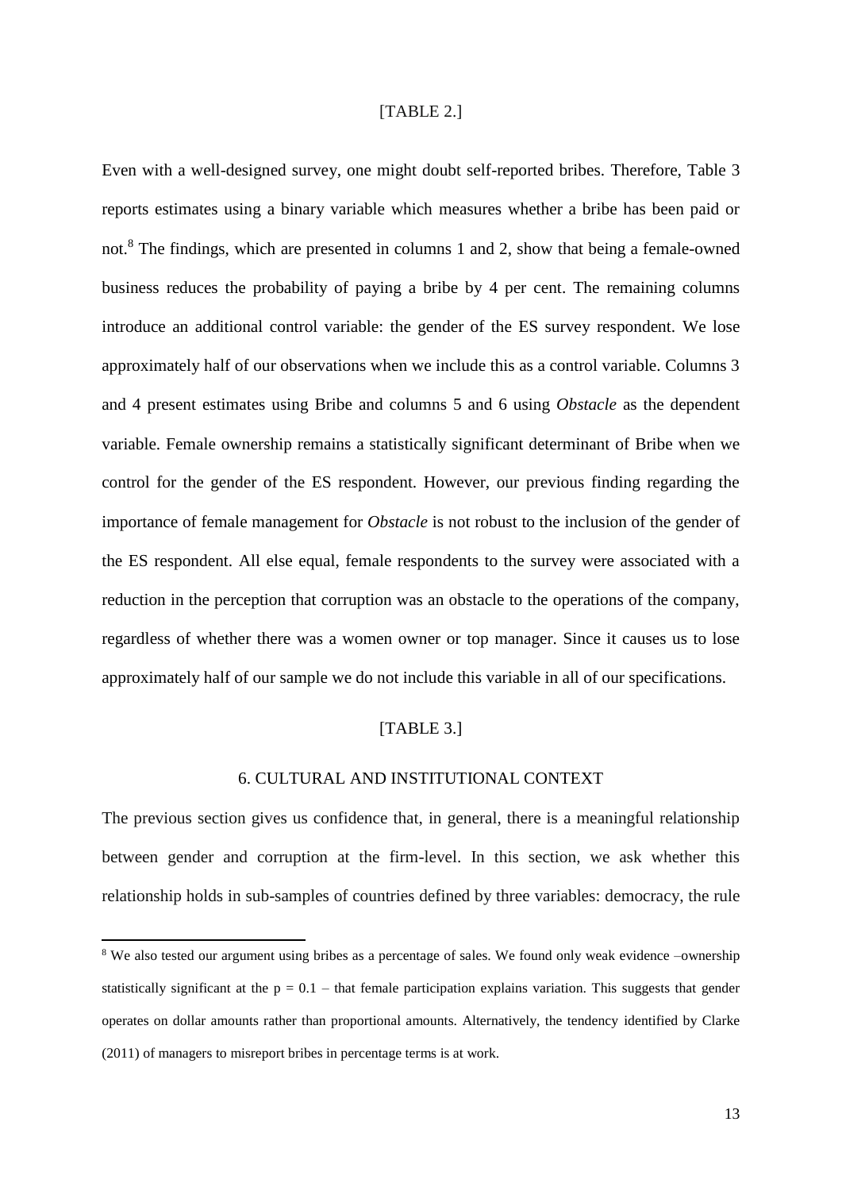[TABLE 2.]

Even with a well-designed survey, one might doubt self-reported bribes. Therefore, Table 3 reports estimates using a binary variable which measures whether a bribe has been paid or not.[8] The findings, which are presented in columns 1 and 2, show that being a female-owned business reduces the probability of paying a bribe by 4 per cent. The remaining columns introduce an additional control variable: the gender of the ES survey respondent. We lose approximately half of our observations when we include this as a control variable. Columns 3 and 4 present estimates using Bribe and columns 5 and 6 using *Obstacle* as the dependent variable. Female ownership remains a statistically significant determinant of Bribe when we control for the gender of the ES respondent. However, our previous finding regarding the importance of female management for *Obstacle* is not robust to the inclusion of the gender of the ES respondent. All else equal, female respondents to the survey were associated with a reduction in the perception that corruption was an obstacle to the operations of the company, regardless of whether there was a women owner or top manager. Since it causes us to lose approximately half of our sample we do not include this variable in all of our specifications.

[TABLE 3.]

## 6. CULTURAL AND INSTITUTIONAL CONTEXT

The previous section gives us confidence that, in general, there is a meaningful relationship between gender and corruption at the firm-level. In this section, we ask whether this relationship holds in sub-samples of countries defined by three variables: democracy, the rule

[8] We also tested our argument using bribes as a percentage of sales. We found only weak evidence –ownership statistically significant at the $p = 0.1$ – that female participation explains variation. This suggests that gender operates on dollar amounts rather than proportional amounts. Alternatively, the tendency identified by Clarke (2011) of managers to misreport bribes in percentage terms is at work.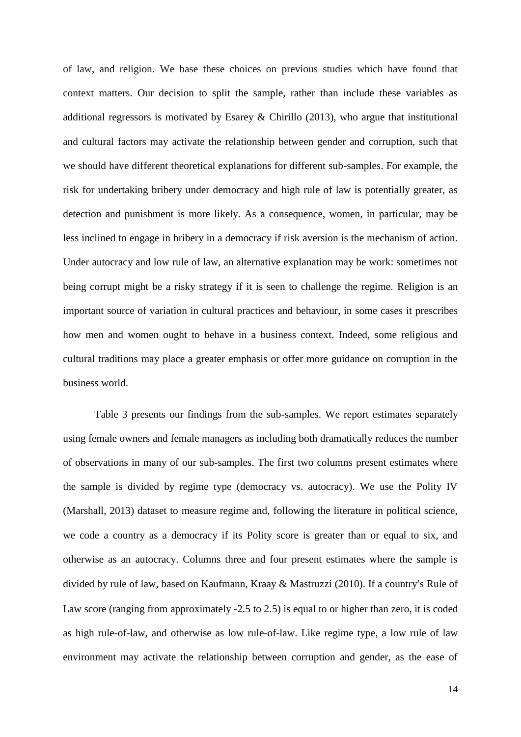of law, and religion. We base these choices on previous studies which have found that context matters. Our decision to split the sample, rather than include these variables as additional regressors is motivated by Esarey & Chirillo (2013), who argue that institutional and cultural factors may activate the relationship between gender and corruption, such that we should have different theoretical explanations for different sub-samples. For example, the risk for undertaking bribery under democracy and high rule of law is potentially greater, as detection and punishment is more likely. As a consequence, women, in particular, may be less inclined to engage in bribery in a democracy if risk aversion is the mechanism of action. Under autocracy and low rule of law, an alternative explanation may be work: sometimes not being corrupt might be a risky strategy if it is seen to challenge the regime. Religion is an important source of variation in cultural practices and behaviour, in some cases it prescribes how men and women ought to behave in a business context. Indeed, some religious and cultural traditions may place a greater emphasis or offer more guidance on corruption in the business world.

Table 3 presents our findings from the sub-samples. We report estimates separately using female owners and female managers as including both dramatically reduces the number of observations in many of our sub-samples. The first two columns present estimates where the sample is divided by regime type (democracy vs. autocracy). We use the Polity IV (Marshall, 2013) dataset to measure regime and, following the literature in political science, we code a country as a democracy if its Polity score is greater than or equal to six, and otherwise as an autocracy. Columns three and four present estimates where the sample is divided by rule of law, based on Kaufmann, Kraay & Mastruzzi (2010). If a country′s Rule of Law score (ranging from approximately -2.5 to 2.5) is equal to or higher than zero, it is coded as high rule-of-law, and otherwise as low rule-of-law. Like regime type, a low rule of law environment may activate the relationship between corruption and gender, as the ease of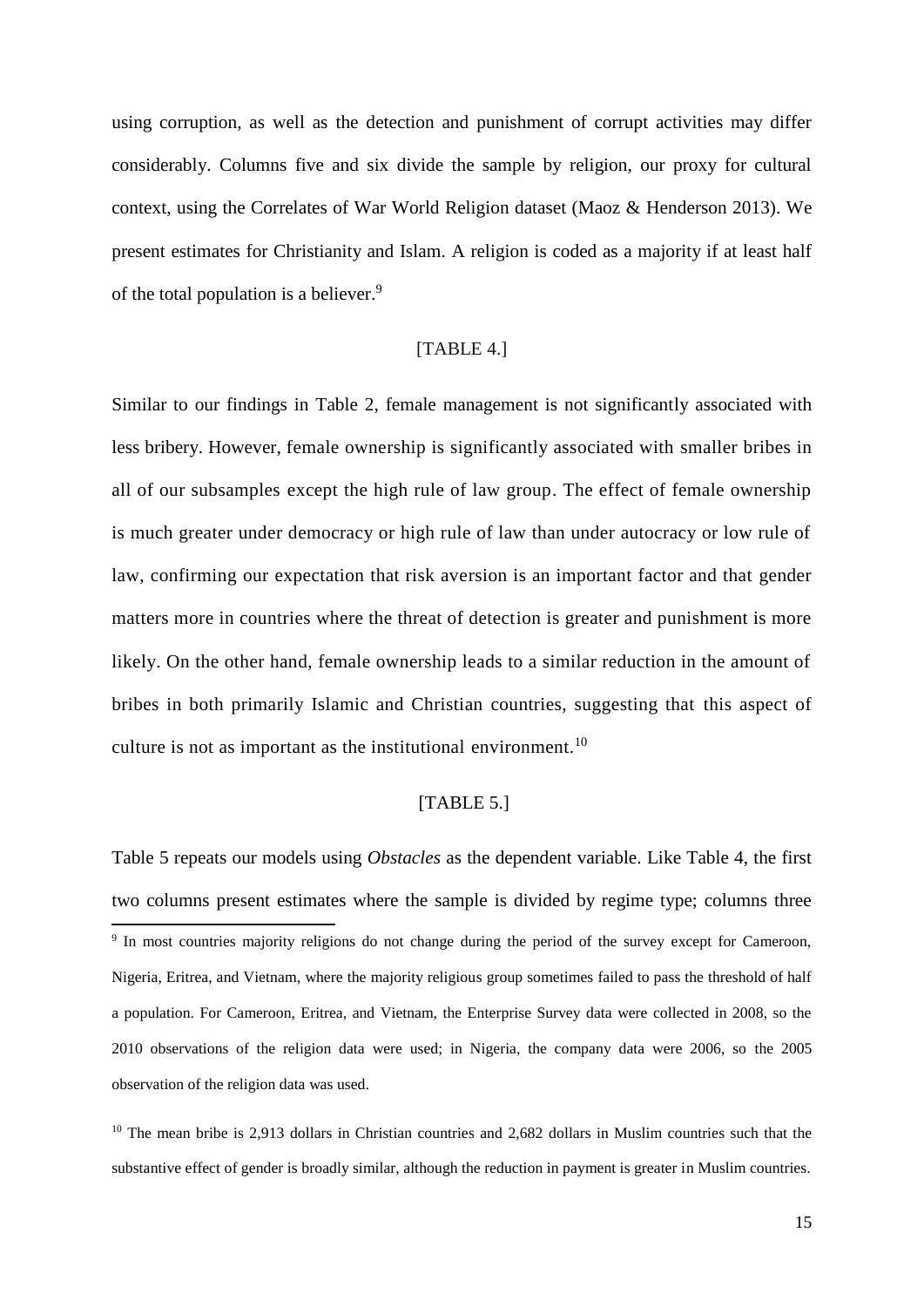using corruption, as well as the detection and punishment of corrupt activities may differ considerably. Columns five and six divide the sample by religion, our proxy for cultural context, using the Correlates of War World Religion dataset (Maoz & Henderson 2013). We present estimates for Christianity and Islam. A religion is coded as a majority if at least half of the total population is a believer.[9]

[TABLE 4.]

Similar to our findings in Table 2, female management is not significantly associated with less bribery. However, female ownership is significantly associated with smaller bribes in all of our subsamples except the high rule of law group. The effect of female ownership is much greater under democracy or high rule of law than under autocracy or low rule of law, confirming our expectation that risk aversion is an important factor and that gender matters more in countries where the threat of detection is greater and punishment is more likely. On the other hand, female ownership leads to a similar reduction in the amount of bribes in both primarily Islamic and Christian countries, suggesting that this aspect of culture is not as important as the institutional environment.[10]

[TABLE 5.]

Table 5 repeats our models using *Obstacles* as the dependent variable. Like Table 4, the first two columns present estimates where the sample is divided by regime type; columns three

[9] In most countries majority religions do not change during the period of the survey except for Cameroon, Nigeria, Eritrea, and Vietnam, where the majority religious group sometimes failed to pass the threshold of half a population. For Cameroon, Eritrea, and Vietnam, the Enterprise Survey data were collected in 2008, so the 2010 observations of the religion data were used; in Nigeria, the company data were 2006, so the 2005 observation of the religion data was used.

[10] The mean bribe is 2,913 dollars in Christian countries and 2,682 dollars in Muslim countries such that the substantive effect of gender is broadly similar, although the reduction in payment is greater in Muslim countries.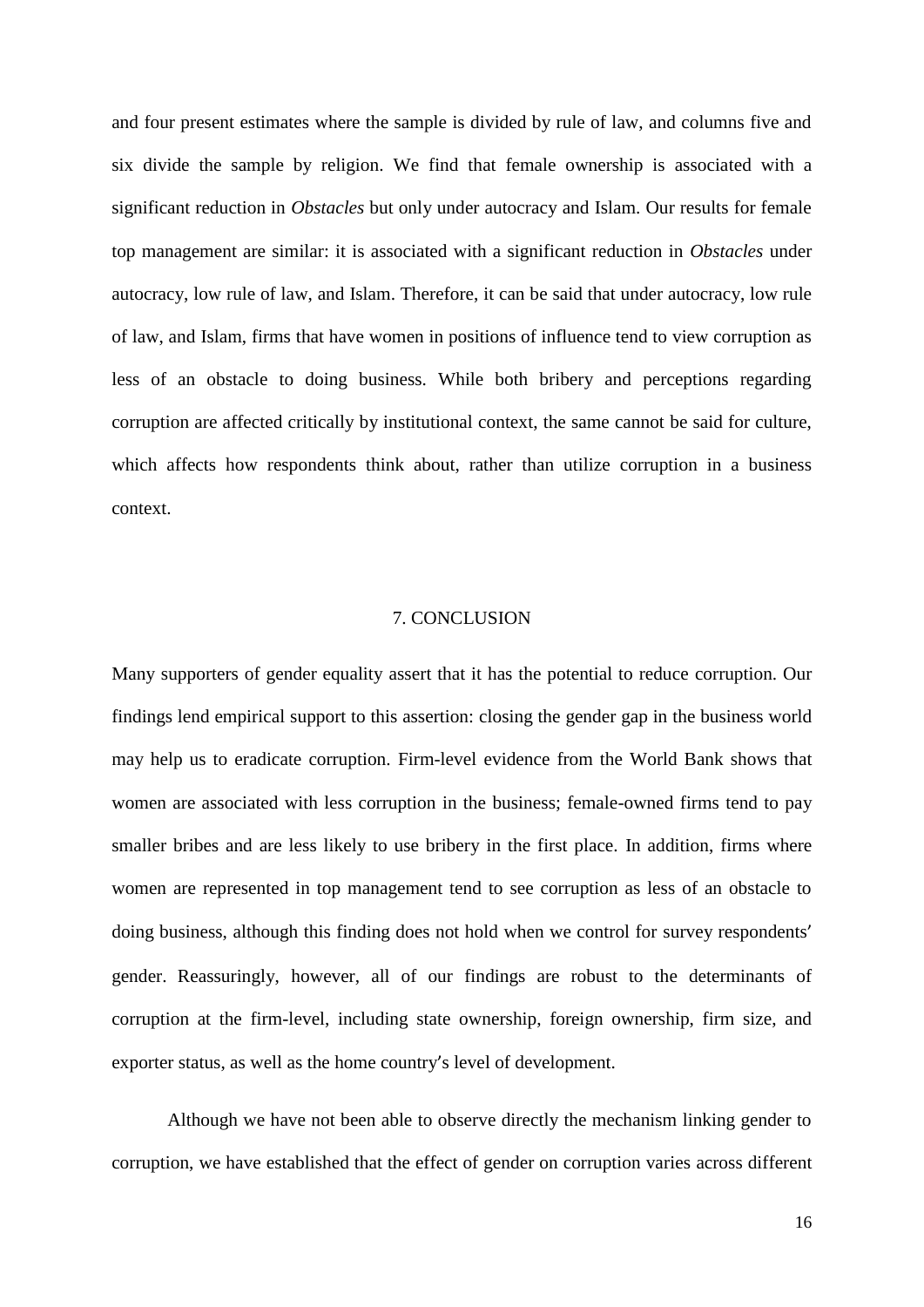and four present estimates where the sample is divided by rule of law, and columns five and six divide the sample by religion. We find that female ownership is associated with a significant reduction in *Obstacles* but only under autocracy and Islam. Our results for female top management are similar: it is associated with a significant reduction in *Obstacles* under autocracy, low rule of law, and Islam. Therefore, it can be said that under autocracy, low rule of law, and Islam, firms that have women in positions of influence tend to view corruption as less of an obstacle to doing business. While both bribery and perceptions regarding corruption are affected critically by institutional context, the same cannot be said for culture, which affects how respondents think about, rather than utilize corruption in a business context.

## 7. CONCLUSION

Many supporters of gender equality assert that it has the potential to reduce corruption. Our findings lend empirical support to this assertion: closing the gender gap in the business world may help us to eradicate corruption. Firm-level evidence from the World Bank shows that women are associated with less corruption in the business; female-owned firms tend to pay smaller bribes and are less likely to use bribery in the first place. In addition, firms where women are represented in top management tend to see corruption as less of an obstacle to doing business, although this finding does not hold when we control for survey respondents′ gender. Reassuringly, however, all of our findings are robust to the determinants of corruption at the firm-level, including state ownership, foreign ownership, firm size, and exporter status, as well as the home country′s level of development.

Although we have not been able to observe directly the mechanism linking gender to corruption, we have established that the effect of gender on corruption varies across different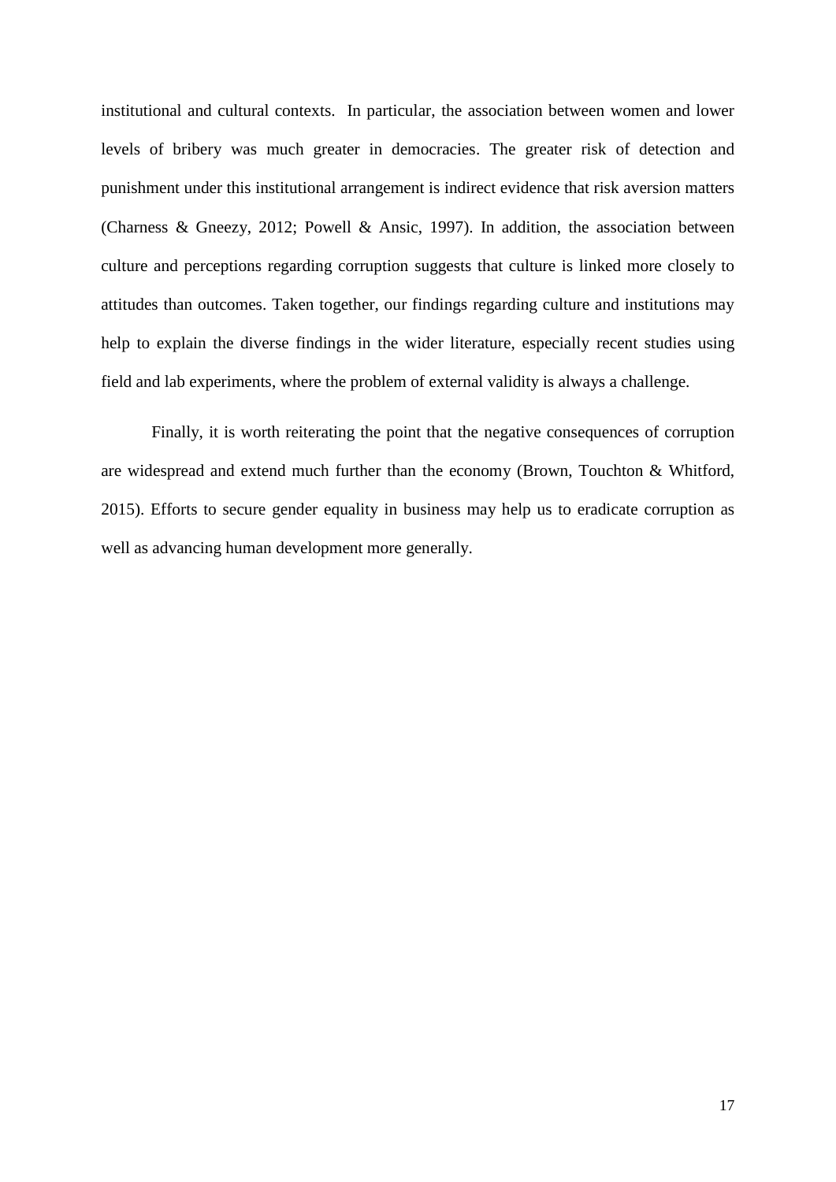institutional and cultural contexts. In particular, the association between women and lower levels of bribery was much greater in democracies. The greater risk of detection and punishment under this institutional arrangement is indirect evidence that risk aversion matters (Charness & Gneezy, 2012; Powell & Ansic, 1997). In addition, the association between culture and perceptions regarding corruption suggests that culture is linked more closely to attitudes than outcomes. Taken together, our findings regarding culture and institutions may help to explain the diverse findings in the wider literature, especially recent studies using field and lab experiments, where the problem of external validity is always a challenge.

Finally, it is worth reiterating the point that the negative consequences of corruption are widespread and extend much further than the economy (Brown, Touchton & Whitford, 2015). Efforts to secure gender equality in business may help us to eradicate corruption as well as advancing human development more generally.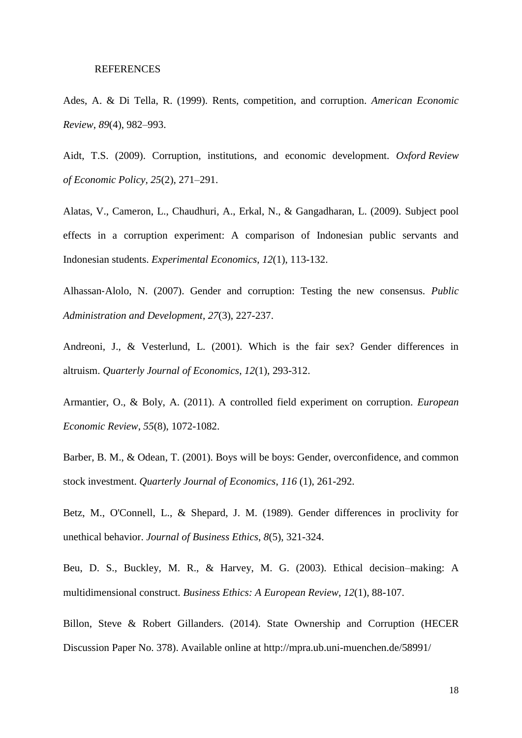REFERENCES

Ades, A. & Di Tella, R. (1999). Rents, competition, and corruption. *American Economic Review*, *89*(4), 982–993.

Aidt, T.S. (2009). Corruption, institutions, and economic development. *Oxford Review of Economic Policy*, *25*(2), 271–291.

Alatas, V., Cameron, L., Chaudhuri, A., Erkal, N., & Gangadharan, L. (2009). Subject pool effects in a corruption experiment: A comparison of Indonesian public servants and Indonesian students. *Experimental Economics*, *12*(1), 113-132.

Alhassan‐Alolo, N. (2007). Gender and corruption: Testing the new consensus. *Public Administration and Development*, *27*(3), 227-237.

Andreoni, J., & Vesterlund, L. (2001). Which is the fair sex? Gender differences in altruism. *Quarterly Journal of Economics*, *12*(1), 293-312.

Armantier, O., & Boly, A. (2011). A controlled field experiment on corruption. *European Economic Review*, *55*(8), 1072-1082.

Barber, B. M., & Odean, T. (2001). Boys will be boys: Gender, overconfidence, and common stock investment. *Quarterly Journal of Economics*, *116* (1), 261-292.

Betz, M., O'Connell, L., & Shepard, J. M. (1989). Gender differences in proclivity for unethical behavior. *Journal of Business Ethics*, *8*(5), 321-324.

Beu, D. S., Buckley, M. R., & Harvey, M. G. (2003). Ethical decision–making: A multidimensional construct. *Business Ethics: A European Review*, *12*(1), 88-107.

Billon, Steve & Robert Gillanders. (2014). State Ownership and Corruption (HECER Discussion Paper No. 378). Available online at http://mpra.ub.uni-muenchen.de/58991/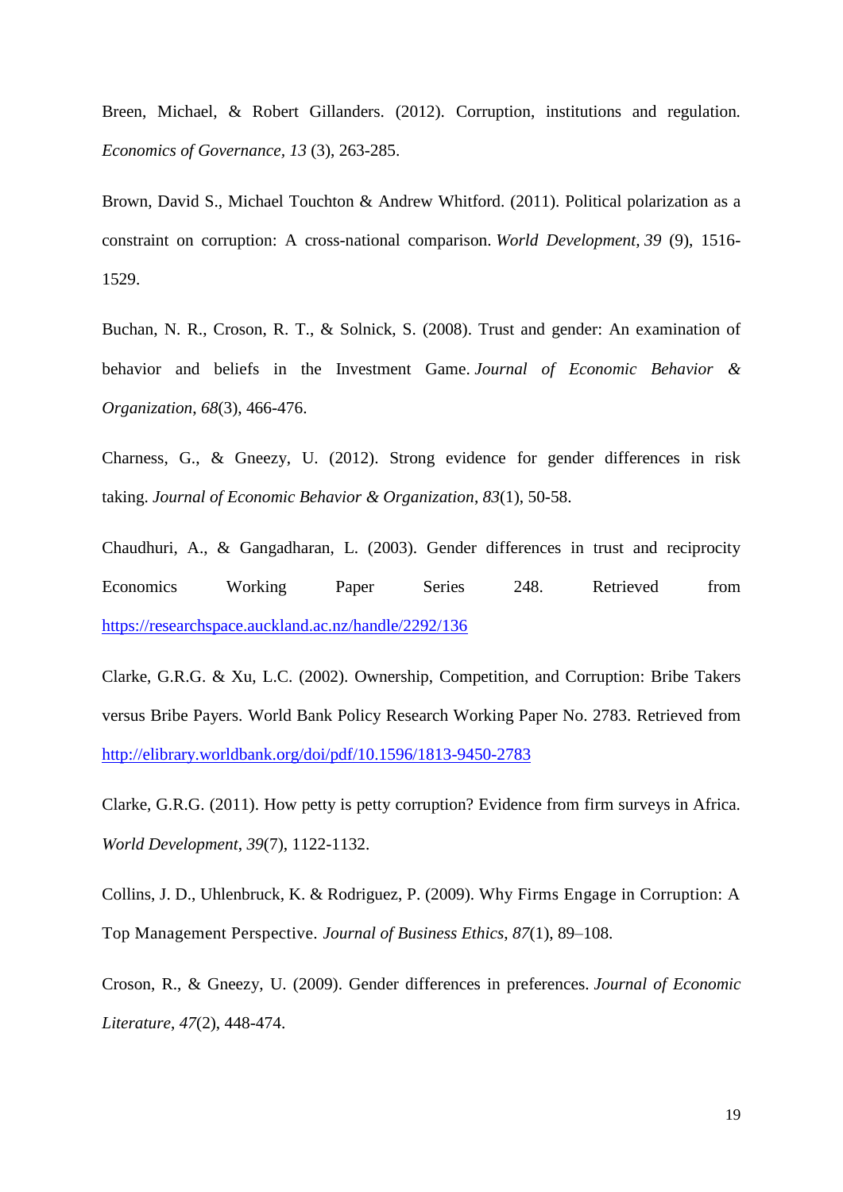Breen, Michael, & Robert Gillanders. (2012). Corruption, institutions and regulation. *Economics of Governance*, *13* (3), 263-285.

Brown, David S., Michael Touchton & Andrew Whitford. (2011). Political polarization as a constraint on corruption: A cross-national comparison. *World Development, 39* (9), 1516-1529.

Buchan, N. R., Croson, R. T., & Solnick, S. (2008). Trust and gender: An examination of behavior and beliefs in the Investment Game. *Journal of Economic Behavior & Organization*, *68*(3), 466-476.

Charness, G., & Gneezy, U. (2012). Strong evidence for gender differences in risk taking. *Journal of Economic Behavior & Organization*, *83*(1), 50-58.

Chaudhuri, A., & Gangadharan, L. (2003). Gender differences in trust and reciprocity Economics Working Paper Series 248. Retrieved from https://researchspace.auckland.ac.nz/handle/2292/136

Clarke, G.R.G. & Xu, L.C. (2002). Ownership, Competition, and Corruption: Bribe Takers versus Bribe Payers. World Bank Policy Research Working Paper No. 2783. Retrieved from http://elibrary.worldbank.org/doi/pdf/10.1596/1813-9450-2783

Clarke, G.R.G. (2011). How petty is petty corruption? Evidence from firm surveys in Africa. *World Development*, *39*(7), 1122-1132.

Collins, J. D., Uhlenbruck, K. & Rodriguez, P. (2009). Why Firms Engage in Corruption: A Top Management Perspective. *Journal of Business Ethics*, *87*(1), 89–108.

Croson, R., & Gneezy, U. (2009). Gender differences in preferences. *Journal of Economic Literature*, *47*(2), 448-474.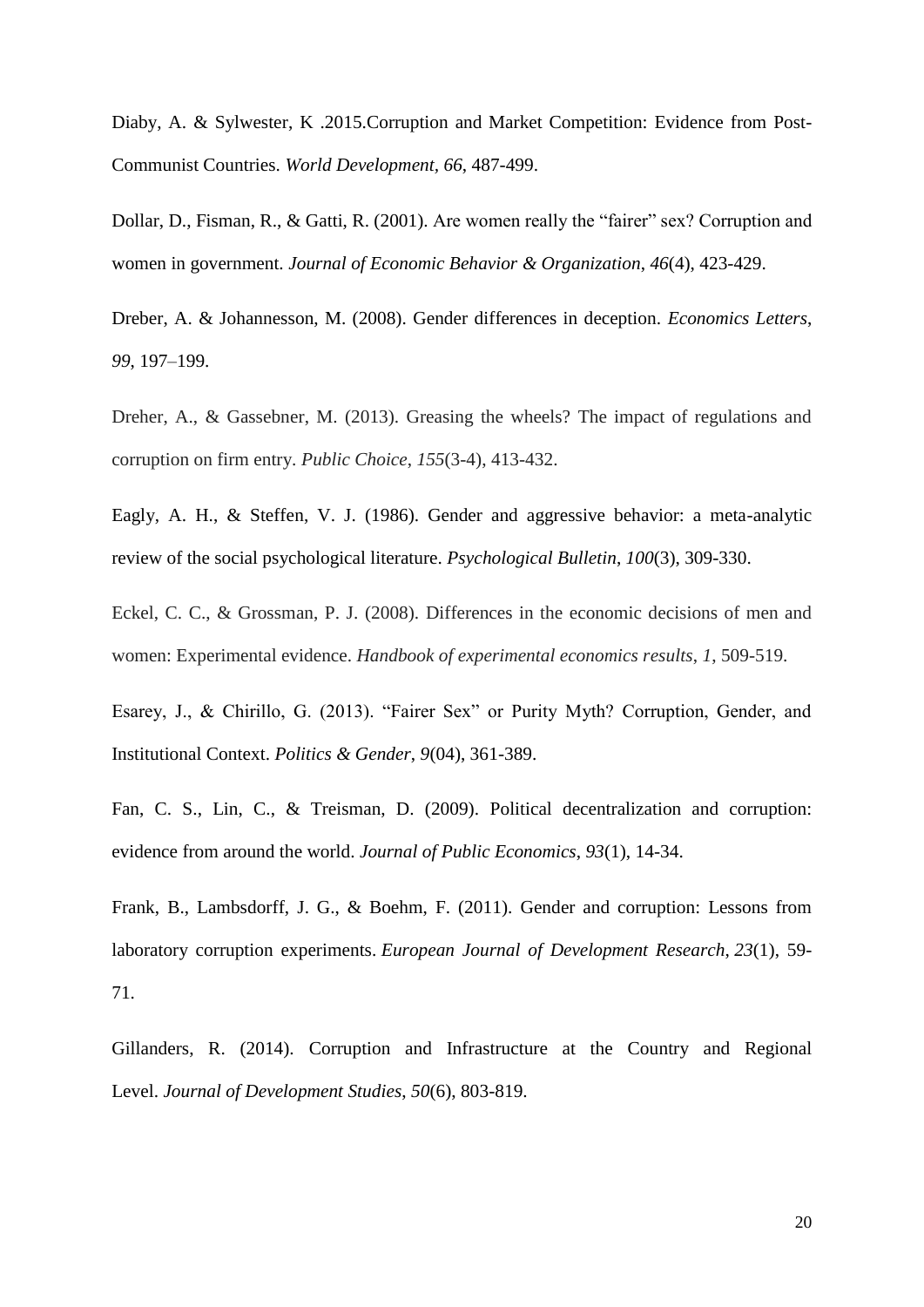Diaby, A. & Sylwester, K .2015.Corruption and Market Competition: Evidence from Post-Communist Countries. *World Development*, *66*, 487-499.

Dollar, D., Fisman, R., & Gatti, R. (2001). Are women really the "fairer" sex? Corruption and women in government. *Journal of Economic Behavior & Organization*, *46*(4), 423-429.

Dreber, A. & Johannesson, M. (2008). Gender differences in deception. *Economics Letters*, *99*, 197–199.

Dreher, A., & Gassebner, M. (2013). Greasing the wheels? The impact of regulations and corruption on firm entry. *Public Choice*, *155*(3-4), 413-432.

Eagly, A. H., & Steffen, V. J. (1986). Gender and aggressive behavior: a meta-analytic review of the social psychological literature. *Psychological Bulletin*, *100*(3), 309-330.

Eckel, C. C., & Grossman, P. J. (2008). Differences in the economic decisions of men and women: Experimental evidence. *Handbook of experimental economics results*, *1*, 509-519.

Esarey, J., & Chirillo, G. (2013). "Fairer Sex" or Purity Myth? Corruption, Gender, and Institutional Context. *Politics & Gender*, *9*(04), 361-389.

Fan, C. S., Lin, C., & Treisman, D. (2009). Political decentralization and corruption: evidence from around the world. *Journal of Public Economics*, *93*(1), 14-34.

Frank, B., Lambsdorff, J. G., & Boehm, F. (2011). Gender and corruption: Lessons from laboratory corruption experiments. *European Journal of Development Research*, *23*(1), 59-71.

Gillanders, R. (2014). Corruption and Infrastructure at the Country and Regional Level. *Journal of Development Studies*, *50*(6), 803-819.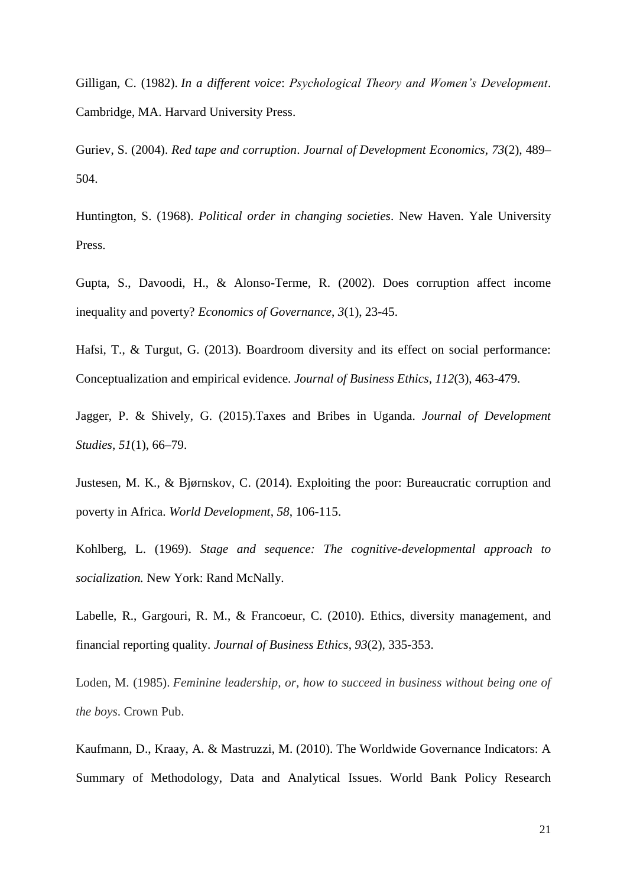Gilligan, C. (1982). *In a different voice*: *Psychological Theory and Women's Development*. Cambridge, MA. Harvard University Press.

Guriev, S. (2004). *Red tape and corruption*. *Journal of Development Economics*, *73*(2), 489–504.

Huntington, S. (1968). *Political order in changing societies*. New Haven. Yale University Press.

Gupta, S., Davoodi, H., & Alonso-Terme, R. (2002). Does corruption affect income inequality and poverty? *Economics of Governance*, *3*(1), 23-45.

Hafsi, T., & Turgut, G. (2013). Boardroom diversity and its effect on social performance: Conceptualization and empirical evidence. *Journal of Business Ethics*, *112*(3), 463-479.

Jagger, P. & Shively, G. (2015).Taxes and Bribes in Uganda. *Journal of Development Studies*, *51*(1), 66–79.

Justesen, M. K., & Bjørnskov, C. (2014). Exploiting the poor: Bureaucratic corruption and poverty in Africa. *World Development*, *58*, 106-115.

Kohlberg, L. (1969). *Stage and sequence: The cognitive-developmental approach to socialization.* New York: Rand McNally.

Labelle, R., Gargouri, R. M., & Francoeur, C. (2010). Ethics, diversity management, and financial reporting quality. *Journal of Business Ethics*, *93*(2), 335-353.

Loden, M. (1985). *Feminine leadership, or, how to succeed in business without being one of the boys*. Crown Pub.

Kaufmann, D., Kraay, A. & Mastruzzi, M. (2010). The Worldwide Governance Indicators: A Summary of Methodology, Data and Analytical Issues. World Bank Policy Research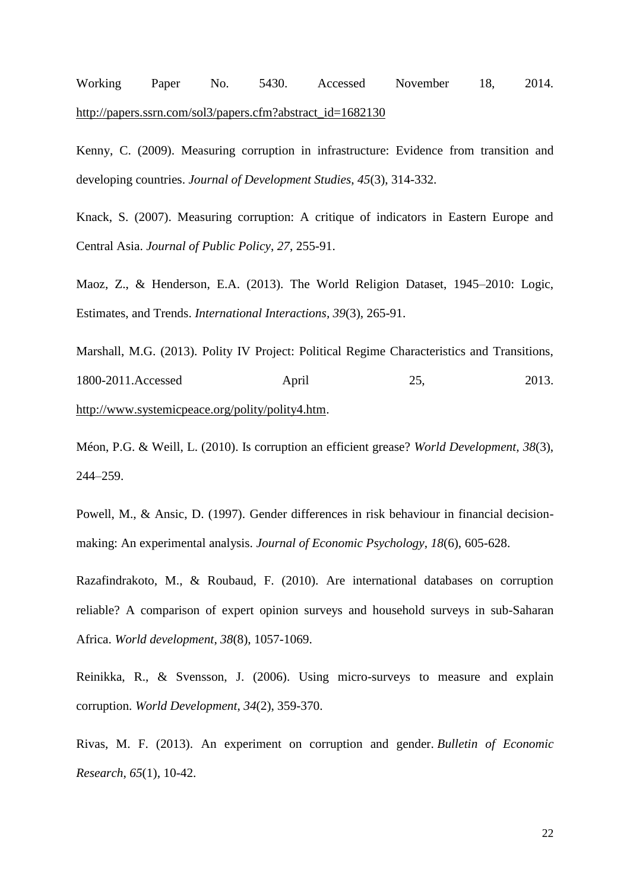Working Paper No. 5430. Accessed November 18, 2014. http://papers.ssrn.com/sol3/papers.cfm?abstract_id=1682130

Kenny, C. (2009). Measuring corruption in infrastructure: Evidence from transition and developing countries. *Journal of Development Studies*, *45*(3), 314-332.

Knack, S. (2007). Measuring corruption: A critique of indicators in Eastern Europe and Central Asia. *Journal of Public Policy*, *27*, 255-91.

Maoz, Z., & Henderson, E.A. (2013). The World Religion Dataset, 1945–2010: Logic, Estimates, and Trends. *International Interactions, 39*(3), 265-91.

Marshall, M.G. (2013). Polity IV Project: Political Regime Characteristics and Transitions, 1800-2011.Accessed April 25, 2013. http://www.systemicpeace.org/polity/polity4.htm.

Méon, P.G. & Weill, L. (2010). Is corruption an efficient grease? *World Development, 38*(3), 244–259.

Powell, M., & Ansic, D. (1997). Gender differences in risk behaviour in financial decision-making: An experimental analysis. *Journal of Economic Psychology*, *18*(6), 605-628.

Razafindrakoto, M., & Roubaud, F. (2010). Are international databases on corruption reliable? A comparison of expert opinion surveys and household surveys in sub-Saharan Africa. *World development*, *38*(8), 1057-1069.

Reinikka, R., & Svensson, J. (2006). Using micro-surveys to measure and explain corruption. *World Development*, *34*(2), 359-370.

Rivas, M. F. (2013). An experiment on corruption and gender. *Bulletin of Economic Research*, *65*(1), 10-42.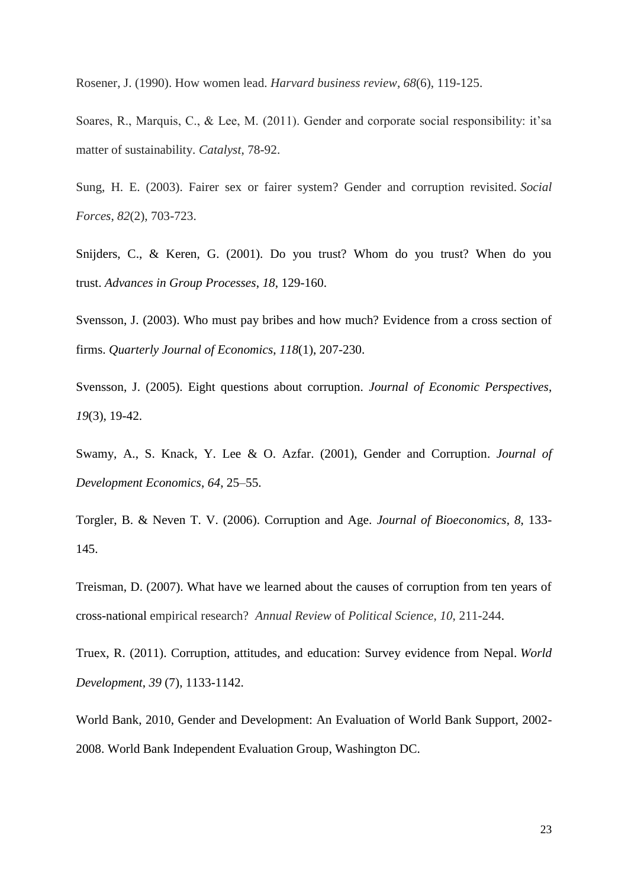Rosener, J. (1990). How women lead. *Harvard business review*, *68*(6), 119-125.

Soares, R., Marquis, C., & Lee, M. (2011). Gender and corporate social responsibility: it'sa matter of sustainability. *Catalyst*, 78-92.

Sung, H. E. (2003). Fairer sex or fairer system? Gender and corruption revisited. *Social Forces*, *82*(2), 703-723.

Snijders, C., & Keren, G. (2001). Do you trust? Whom do you trust? When do you trust. *Advances in Group Processes*, *18*, 129-160.

Svensson, J. (2003). Who must pay bribes and how much? Evidence from a cross section of firms. *Quarterly Journal of Economics*, *118*(1), 207-230.

Svensson, J. (2005). Eight questions about corruption. *Journal of Economic Perspectives*, *19*(3), 19-42.

Swamy, A., S. Knack, Y. Lee & O. Azfar. (2001), Gender and Corruption. *Journal of Development Economics*, *64*, 25–55.

Torgler, B. & Neven T. V. (2006). Corruption and Age. *Journal of Bioeconomics*, *8*, 133-145.

Treisman, D. (2007). What have we learned about the causes of corruption from ten years of cross-national empirical research? *Annual Review* of *Political Science*, *10*, 211-244.

Truex, R. (2011). Corruption, attitudes, and education: Survey evidence from Nepal. *World Development*, *39* (7), 1133-1142.

World Bank, 2010, Gender and Development: An Evaluation of World Bank Support, 2002-2008. World Bank Independent Evaluation Group, Washington DC.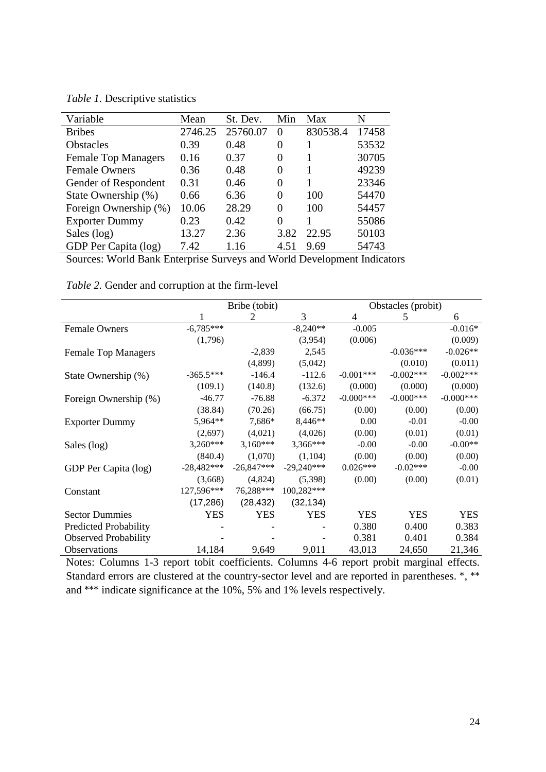*Table 1.* Descriptive statistics

| Variable | Mean | St. Dev. | Min | Max | N |
|---|---|---|---|---|---|
| Bribes | 2746.25 | 25760.07 | 0 | 830538.4 | 17458 |
| Obstacles | 0.39 | 0.48 | 0 | 1 | 53532 |
| Female Top Managers | 0.16 | 0.37 | 0 | 1 | 30705 |
| Female Owners | 0.36 | 0.48 | 0 | 1 | 49239 |
| Gender of Respondent | 0.31 | 0.46 | 0 | 1 | 23346 |
| State Ownership (%) | 0.66 | 6.36 | 0 | 100 | 54470 |
| Foreign Ownership (%) | 10.06 | 28.29 | 0 | 100 | 54457 |
| Exporter Dummy | 0.23 | 0.42 | 0 | 1 | 55086 |
| Sales (log) | 13.27 | 2.36 | 3.82 | 22.95 | 50103 |
| GDP Per Capita (log) | 7.42 | 1.16 | 4.51 | 9.69 | 54743 |

Sources: World Bank Enterprise Surveys and World Development Indicators

*Table 2.* Gender and corruption at the firm-level

| | Bribe (tobit) | | | Obstacles (probit) | | |
|---|---|---|---|---|---|---|
| | 1 | 2 | 3 | 4 | 5 | 6 |
| Female Owners | -6,785*** | | -8,240** | -0.005 | | -0.016* |
| | (1,796) | | (3,954) | (0.006) | | (0.009) |
| Female Top Managers | | -2,839 | 2,545 | | -0.036*** | -0.026** |
| | | (4,899) | (5,042) | | (0.010) | (0.011) |
| State Ownership (%) | -365.5*** | -146.4 | -112.6 | -0.001*** | -0.002*** | -0.002*** |
| | (109.1) | (140.8) | (132.6) | (0.000) | (0.000) | (0.000) |
| Foreign Ownership (%) | -46.77 | -76.88 | -6.372 | -0.000*** | -0.000*** | -0.000*** |
| | (38.84) | (70.26) | (66.75) | (0.00) | (0.00) | (0.00) |
| Exporter Dummy | 5,964** | 7,686* | 8,446** | 0.00 | -0.01 | -0.00 |
| | (2,697) | (4,021) | (4,026) | (0.00) | (0.01) | (0.01) |
| Sales (log) | 3,260*** | 3,160*** | 3,366*** | -0.00 | -0.00 | -0.00** |
| | (840.4) | (1,070) | (1,104) | (0.00) | (0.00) | (0.00) |
| GDP Per Capita (log) | -28,482*** | -26,847*** | -29,240*** | 0.026*** | -0.02*** | -0.00 |
| | (3,668) | (4,824) | (5,398) | (0.00) | (0.00) | (0.01) |
| Constant | 127,596*** | 76,288*** | 100,282*** | | | |
| | (17,286) | (28,432) | (32,134) | | | |
| Sector Dummies | YES | YES | YES | YES | YES | YES |
| Predicted Probability | - | - | - | 0.380 | 0.400 | 0.383 |
| Observed Probability | - | - | - | 0.381 | 0.401 | 0.384 |
| Observations | 14,184 | 9,649 | 9,011 | 43,013 | 24,650 | 21,346 |

Notes: Columns 1-3 report tobit coefficients. Columns 4-6 report probit marginal effects. Standard errors are clustered at the country-sector level and are reported in parentheses. *, ** and *** indicate significance at the 10%, 5% and 1% levels respectively.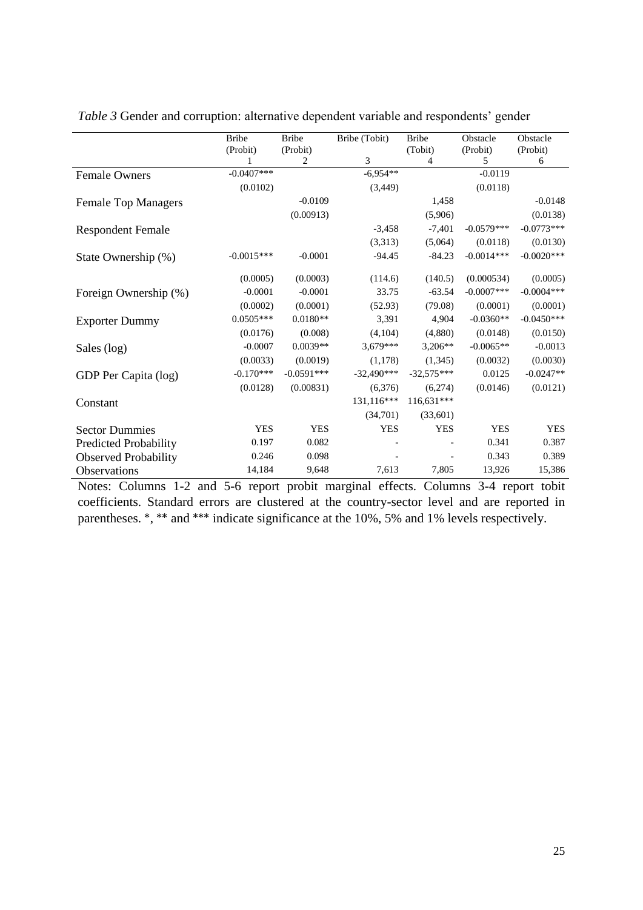*Table 3* Gender and corruption: alternative dependent variable and respondents' gender

| | Bribe (Probit) | Bribe (Probit) | Bribe (Tobit) | Bribe (Tobit) | Obstacle (Probit) | Obstacle (Probit) |
|---|---|---|---|---|---|---|
| | 1 | 2 | 3 | 4 | 5 | 6 |
| Female Owners | -0.0407*** | | -6,954** | | -0.0119 | |
| | (0.0102) | | (3,449) | | (0.0118) | |
| Female Top Managers | | -0.0109 | | 1,458 | | -0.0148 |
| | | (0.00913) | | (5,906) | | (0.0138) |
| Respondent Female | | | -3,458 | -7,401 | -0.0579*** | -0.0773*** |
| | | | (3,313) | (5,064) | (0.0118) | (0.0130) |
| State Ownership (%) | -0.0015*** | -0.0001 | -94.45 | -84.23 | -0.0014*** | -0.0020*** |
| | (0.0005) | (0.0003) | (114.6) | (140.5) | (0.000534) | (0.0005) |
| Foreign Ownership (%) | -0.0001 | -0.0001 | 33.75 | -63.54 | -0.0007*** | -0.0004*** |
| | (0.0002) | (0.0001) | (52.93) | (79.08) | (0.0001) | (0.0001) |
| Exporter Dummy | 0.0505*** | 0.0180** | 3,391 | 4,904 | -0.0360** | -0.0450*** |
| | (0.0176) | (0.008) | (4,104) | (4,880) | (0.0148) | (0.0150) |
| Sales (log) | -0.0007 | 0.0039** | 3,679*** | 3,206** | -0.0065** | -0.0013 |
| | (0.0033) | (0.0019) | (1,178) | (1,345) | (0.0032) | (0.0030) |
| GDP Per Capita (log) | -0.170*** | -0.0591*** | -32,490*** | -32,575*** | 0.0125 | -0.0247** |
| | (0.0128) | (0.00831) | (6,376) | (6,274) | (0.0146) | (0.0121) |
| Constant | | | 131,116*** | 116,631*** | | |
| | | | (34,701) | (33,601) | | |
| Sector Dummies | YES | YES | YES | YES | YES | YES |
| Predicted Probability | 0.197 | 0.082 | - | - | 0.341 | 0.387 |
| Observed Probability | 0.246 | 0.098 | - | - | 0.343 | 0.389 |
| Observations | 14,184 | 9,648 | 7,613 | 7,805 | 13,926 | 15,386 |

Notes: Columns 1-2 and 5-6 report probit marginal effects. Columns 3-4 report tobit coefficients. Standard errors are clustered at the country-sector level and are reported in parentheses. *, ** and *** indicate significance at the 10%, 5% and 1% levels respectively.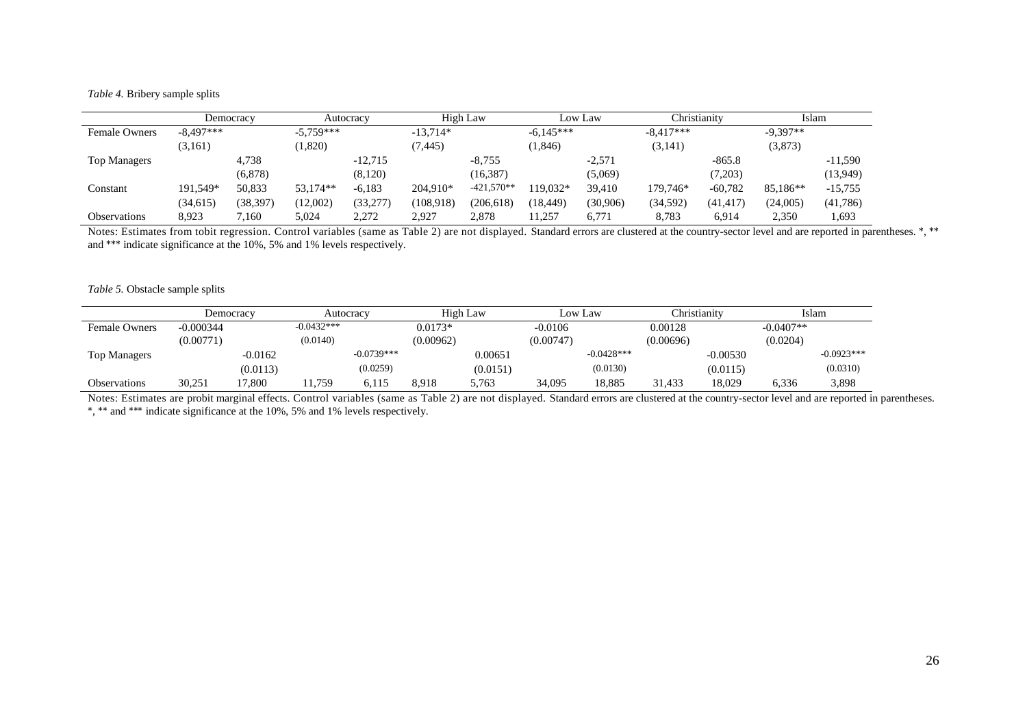*Table 4.* Bribery sample splits

| | Democracy | | Autocracy | | High Law | | Low Law | | Christianity | | Islam | |
|---|---|---|---|---|---|---|---|---|---|---|---|---|
| Female Owners | -8,497*** | | -5,759*** | | -13,714* | | -6,145*** | | -8,417*** | | -9,397** | |
| | (3,161) | | (1,820) | | (7,445) | | (1,846) | | (3,141) | | (3,873) | |
| Top Managers | | 4,738 | | -12,715 | | -8,755 | | -2,571 | | -865.8 | | -11,590 |
| | | (6,878) | | (8,120) | | (16,387) | | (5,069) | | (7,203) | | (13,949) |
| Constant | 191,549* | 50,833 | 53,174** | -6,183 | 204,910* | -421,570** | 119,032* | 39,410 | 179,746* | -60,782 | 85,186** | -15,755 |
| | (34,615) | (38,397) | (12,002) | (33,277) | (108,918) | (206,618) | (18,449) | (30,906) | (34,592) | (41,417) | (24,005) | (41,786) |
| Observations | 8,923 | 7,160 | 5,024 | 2,272 | 2,927 | 2,878 | 11,257 | 6,771 | 8,783 | 6,914 | 2,350 | 1,693 |

Notes: Estimates from tobit regression. Control variables (same as Table 2) are not displayed. Standard errors are clustered at the country-sector level and are reported in parentheses. *, ** and *** indicate significance at the 10%, 5% and 1% levels respectively.

*Table 5.* Obstacle sample splits

| | Democracy | | Autocracy | | High Law | | Low Law | | Christianity | | Islam | |
|---|---|---|---|---|---|---|---|---|---|---|---|---|
| Female Owners | -0.000344 | | -0.0432*** | | 0.0173* | | -0.0106 | | 0.00128 | | -0.0407** | |
| | (0.00771) | | (0.0140) | | (0.00962) | | (0.00747) | | (0.00696) | | (0.0204) | |
| Top Managers | | -0.0162 | | -0.0739*** | | 0.00651 | | -0.0428*** | | -0.00530 | | -0.0923*** |
| | | (0.0113) | | (0.0259) | | (0.0151) | | (0.0130) | | (0.0115) | | (0.0310) |
| Observations | 30,251 | 17,800 | 11,759 | 6,115 | 8,918 | 5,763 | 34,095 | 18,885 | 31,433 | 18,029 | 6,336 | 3,898 |

Notes: Estimates are probit marginal effects. Control variables (same as Table 2) are not displayed. Standard errors are clustered at the country-sector level and are reported in parentheses. *, ** and *** indicate significance at the 10%, 5% and 1% levels respectively.